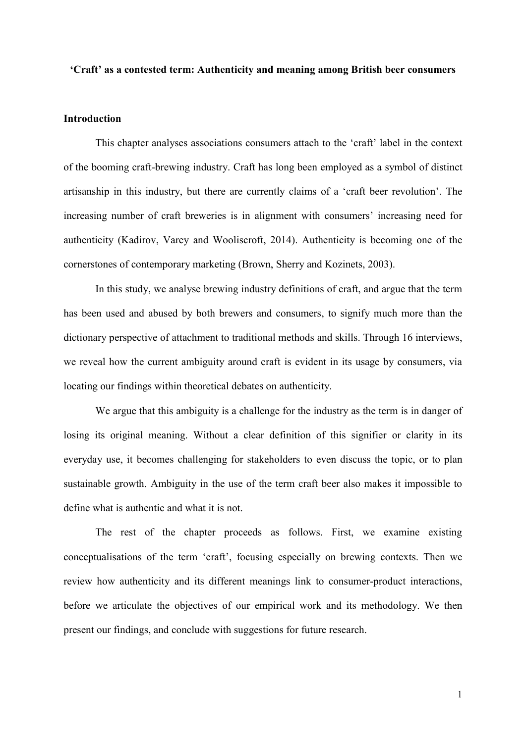# 'Craft' as a contested term: Authenticity and meaning among British beer consumers

## Introduction

This chapter analyses associations consumers attach to the 'craft' label in the context of the booming craft-brewing industry. Craft has long been employed as a symbol of distinct artisanship in this industry, but there are currently claims of a 'craft beer revolution'. The increasing number of craft breweries is in alignment with consumers' increasing need for authenticity (Kadirov, Varey and Wooliscroft, 2014). Authenticity is becoming one of the cornerstones of contemporary marketing (Brown, Sherry and Kozinets, 2003).

In this study, we analyse brewing industry definitions of craft, and argue that the term has been used and abused by both brewers and consumers, to signify much more than the dictionary perspective of attachment to traditional methods and skills. Through 16 interviews, we reveal how the current ambiguity around craft is evident in its usage by consumers, via locating our findings within theoretical debates on authenticity.

We argue that this ambiguity is a challenge for the industry as the term is in danger of losing its original meaning. Without a clear definition of this signifier or clarity in its everyday use, it becomes challenging for stakeholders to even discuss the topic, or to plan sustainable growth. Ambiguity in the use of the term craft beer also makes it impossible to define what is authentic and what it is not.

The rest of the chapter proceeds as follows. First, we examine existing conceptualisations of the term 'craft', focusing especially on brewing contexts. Then we review how authenticity and its different meanings link to consumer-product interactions, before we articulate the objectives of our empirical work and its methodology. We then present our findings, and conclude with suggestions for future research.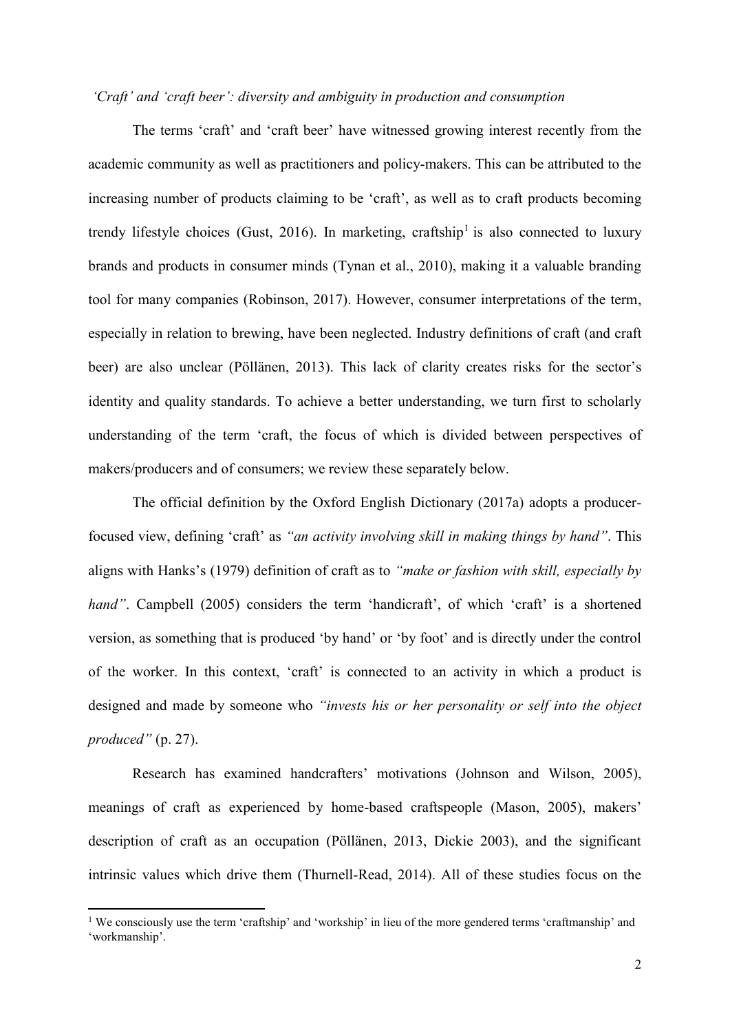*'Craft' and 'craft beer': diversity and ambiguity in production and consumption*

The terms 'craft' and 'craft beer' have witnessed growing interest recently from the academic community as well as practitioners and policy-makers. This can be attributed to the increasing number of products claiming to be 'craft', as well as to craft products becoming trendy lifestyle choices (Gust, 2016). In marketing, craftship[1] is also connected to luxury brands and products in consumer minds (Tynan et al., 2010), making it a valuable branding tool for many companies (Robinson, 2017). However, consumer interpretations of the term, especially in relation to brewing, have been neglected. Industry definitions of craft (and craft beer) are also unclear (Pöllänen, 2013). This lack of clarity creates risks for the sector's identity and quality standards. To achieve a better understanding, we turn first to scholarly understanding of the term 'craft, the focus of which is divided between perspectives of makers/producers and of consumers; we review these separately below.

The official definition by the Oxford English Dictionary (2017a) adopts a producer-focused view, defining 'craft' as *"an activity involving skill in making things by hand"*. This aligns with Hanks's (1979) definition of craft as to *"make or fashion with skill, especially by hand"*. Campbell (2005) considers the term 'handicraft', of which 'craft' is a shortened version, as something that is produced 'by hand' or 'by foot' and is directly under the control of the worker. In this context, 'craft' is connected to an activity in which a product is designed and made by someone who *"invests his or her personality or self into the object produced"* (p. 27).

Research has examined handcrafters' motivations (Johnson and Wilson, 2005), meanings of craft as experienced by home-based craftspeople (Mason, 2005), makers' description of craft as an occupation (Pöllänen, 2013, Dickie 2003), and the significant intrinsic values which drive them (Thurnell-Read, 2014). All of these studies focus on the

[1] We consciously use the term 'craftship' and 'workship' in lieu of the more gendered terms 'craftmanship' and 'workmanship'.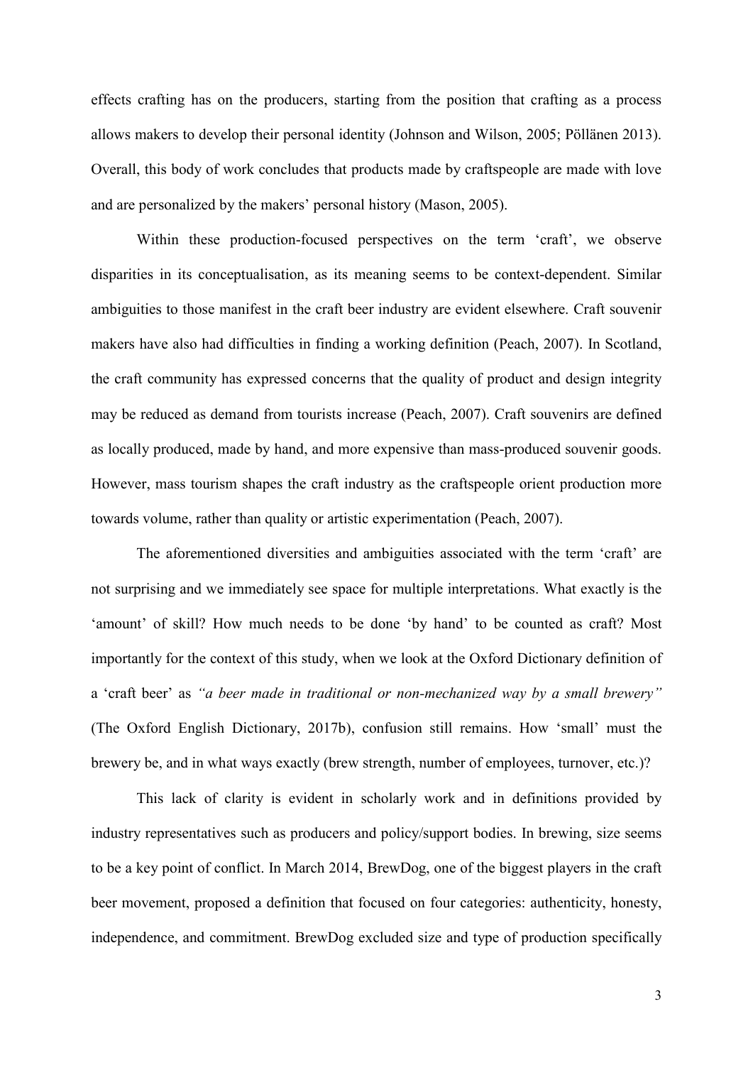effects crafting has on the producers, starting from the position that crafting as a process allows makers to develop their personal identity (Johnson and Wilson, 2005; Pöllänen 2013). Overall, this body of work concludes that products made by craftspeople are made with love and are personalized by the makers' personal history (Mason, 2005).

Within these production-focused perspectives on the term 'craft', we observe disparities in its conceptualisation, as its meaning seems to be context-dependent. Similar ambiguities to those manifest in the craft beer industry are evident elsewhere. Craft souvenir makers have also had difficulties in finding a working definition (Peach, 2007). In Scotland, the craft community has expressed concerns that the quality of product and design integrity may be reduced as demand from tourists increase (Peach, 2007). Craft souvenirs are defined as locally produced, made by hand, and more expensive than mass-produced souvenir goods. However, mass tourism shapes the craft industry as the craftspeople orient production more towards volume, rather than quality or artistic experimentation (Peach, 2007).

The aforementioned diversities and ambiguities associated with the term 'craft' are not surprising and we immediately see space for multiple interpretations. What exactly is the 'amount' of skill? How much needs to be done 'by hand' to be counted as craft? Most importantly for the context of this study, when we look at the Oxford Dictionary definition of a 'craft beer' as *"a beer made in traditional or non-mechanized way by a small brewery"* (The Oxford English Dictionary, 2017b), confusion still remains. How 'small' must the brewery be, and in what ways exactly (brew strength, number of employees, turnover, etc.)?

This lack of clarity is evident in scholarly work and in definitions provided by industry representatives such as producers and policy/support bodies. In brewing, size seems to be a key point of conflict. In March 2014, BrewDog, one of the biggest players in the craft beer movement, proposed a definition that focused on four categories: authenticity, honesty, independence, and commitment. BrewDog excluded size and type of production specifically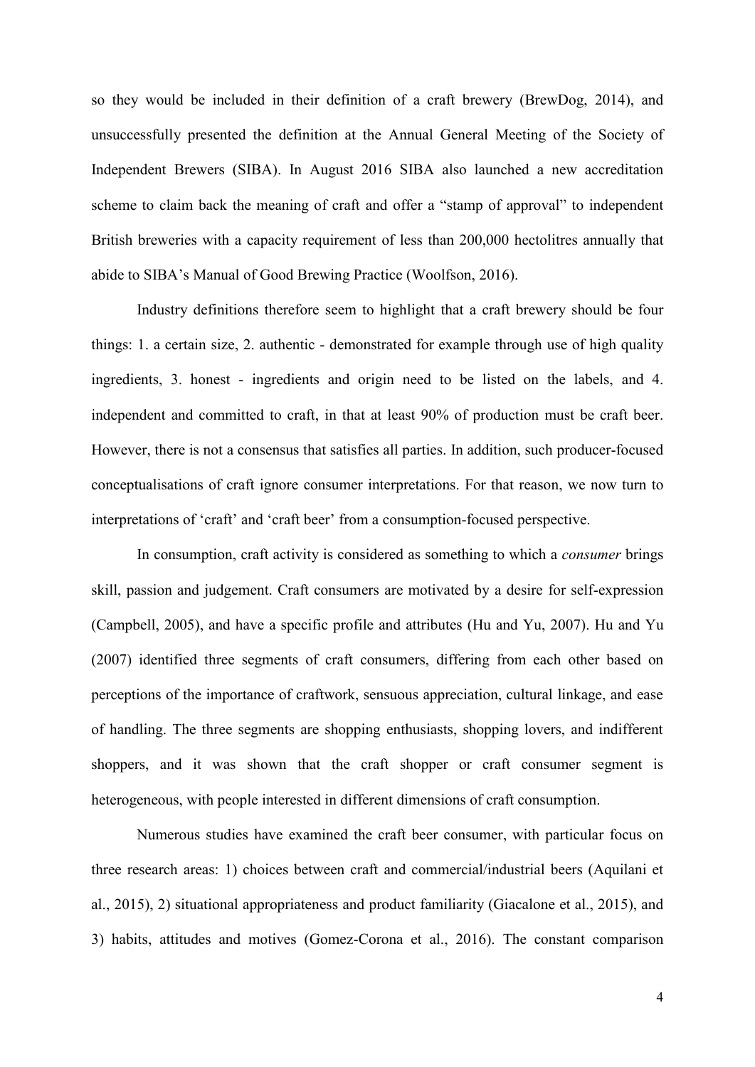so they would be included in their definition of a craft brewery (BrewDog, 2014), and unsuccessfully presented the definition at the Annual General Meeting of the Society of Independent Brewers (SIBA). In August 2016 SIBA also launched a new accreditation scheme to claim back the meaning of craft and offer a "stamp of approval" to independent British breweries with a capacity requirement of less than 200,000 hectolitres annually that abide to SIBA's Manual of Good Brewing Practice (Woolfson, 2016).

Industry definitions therefore seem to highlight that a craft brewery should be four things: 1. a certain size, 2. authentic - demonstrated for example through use of high quality ingredients, 3. honest - ingredients and origin need to be listed on the labels, and 4. independent and committed to craft, in that at least 90% of production must be craft beer. However, there is not a consensus that satisfies all parties. In addition, such producer-focused conceptualisations of craft ignore consumer interpretations. For that reason, we now turn to interpretations of 'craft' and 'craft beer' from a consumption-focused perspective.

In consumption, craft activity is considered as something to which a *consumer* brings skill, passion and judgement. Craft consumers are motivated by a desire for self-expression (Campbell, 2005), and have a specific profile and attributes (Hu and Yu, 2007). Hu and Yu (2007) identified three segments of craft consumers, differing from each other based on perceptions of the importance of craftwork, sensuous appreciation, cultural linkage, and ease of handling. The three segments are shopping enthusiasts, shopping lovers, and indifferent shoppers, and it was shown that the craft shopper or craft consumer segment is heterogeneous, with people interested in different dimensions of craft consumption.

Numerous studies have examined the craft beer consumer, with particular focus on three research areas: 1) choices between craft and commercial/industrial beers (Aquilani et al., 2015), 2) situational appropriateness and product familiarity (Giacalone et al., 2015), and 3) habits, attitudes and motives (Gomez-Corona et al., 2016). The constant comparison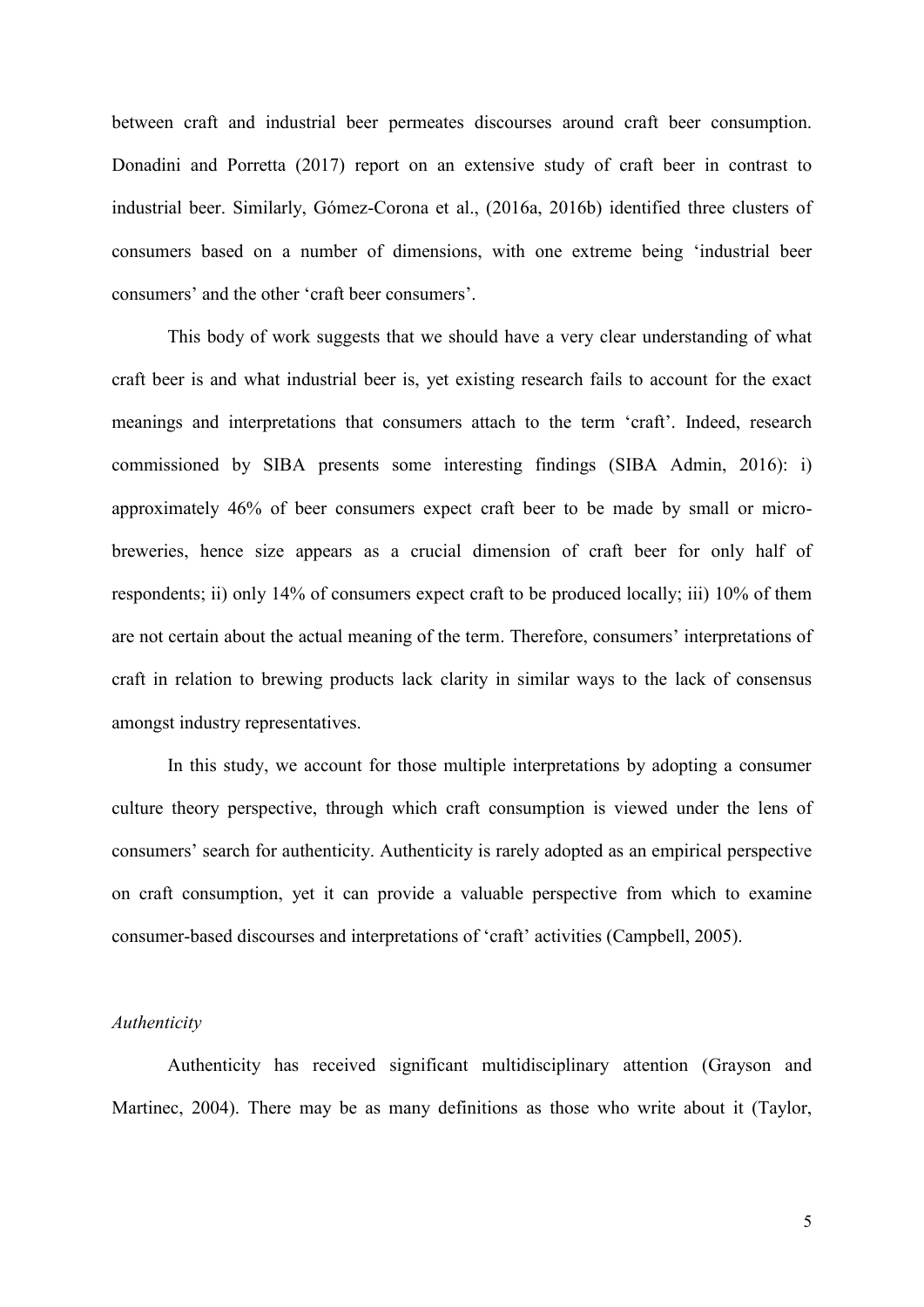between craft and industrial beer permeates discourses around craft beer consumption. Donadini and Porretta (2017) report on an extensive study of craft beer in contrast to industrial beer. Similarly, Gómez-Corona et al., (2016a, 2016b) identified three clusters of consumers based on a number of dimensions, with one extreme being 'industrial beer consumers' and the other 'craft beer consumers'.

This body of work suggests that we should have a very clear understanding of what craft beer is and what industrial beer is, yet existing research fails to account for the exact meanings and interpretations that consumers attach to the term 'craft'. Indeed, research commissioned by SIBA presents some interesting findings (SIBA Admin, 2016): i) approximately 46% of beer consumers expect craft beer to be made by small or micro-breweries, hence size appears as a crucial dimension of craft beer for only half of respondents; ii) only 14% of consumers expect craft to be produced locally; iii) 10% of them are not certain about the actual meaning of the term. Therefore, consumers' interpretations of craft in relation to brewing products lack clarity in similar ways to the lack of consensus amongst industry representatives.

In this study, we account for those multiple interpretations by adopting a consumer culture theory perspective, through which craft consumption is viewed under the lens of consumers' search for authenticity. Authenticity is rarely adopted as an empirical perspective on craft consumption, yet it can provide a valuable perspective from which to examine consumer-based discourses and interpretations of 'craft' activities (Campbell, 2005).

*Authenticity*

Authenticity has received significant multidisciplinary attention (Grayson and Martinec, 2004). There may be as many definitions as those who write about it (Taylor,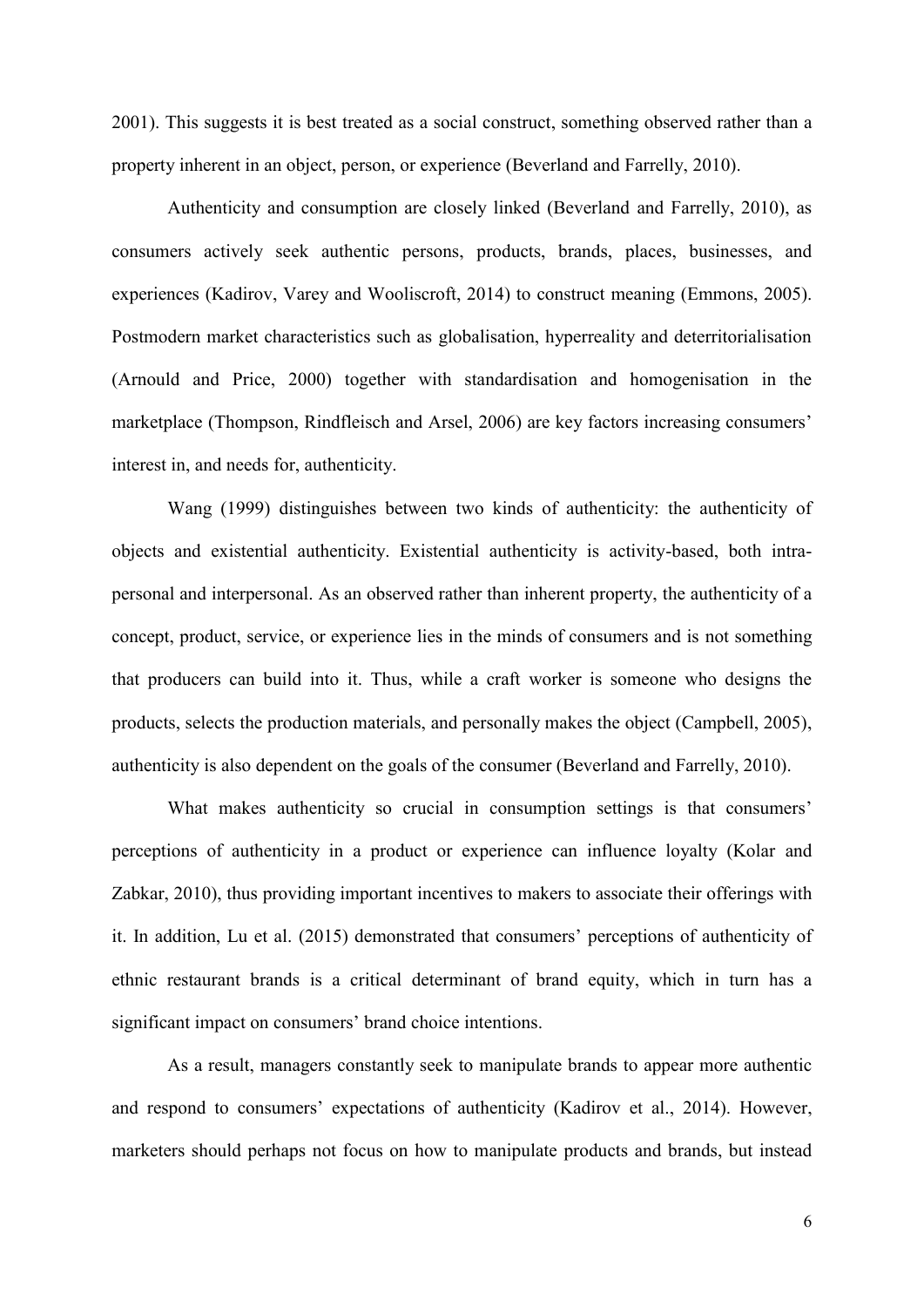2001). This suggests it is best treated as a social construct, something observed rather than a property inherent in an object, person, or experience (Beverland and Farrelly, 2010).

Authenticity and consumption are closely linked (Beverland and Farrelly, 2010), as consumers actively seek authentic persons, products, brands, places, businesses, and experiences (Kadirov, Varey and Wooliscroft, 2014) to construct meaning (Emmons, 2005). Postmodern market characteristics such as globalisation, hyperreality and deterritorialisation (Arnould and Price, 2000) together with standardisation and homogenisation in the marketplace (Thompson, Rindfleisch and Arsel, 2006) are key factors increasing consumers' interest in, and needs for, authenticity.

Wang (1999) distinguishes between two kinds of authenticity: the authenticity of objects and existential authenticity. Existential authenticity is activity-based, both intra-personal and interpersonal. As an observed rather than inherent property, the authenticity of a concept, product, service, or experience lies in the minds of consumers and is not something that producers can build into it. Thus, while a craft worker is someone who designs the products, selects the production materials, and personally makes the object (Campbell, 2005), authenticity is also dependent on the goals of the consumer (Beverland and Farrelly, 2010).

What makes authenticity so crucial in consumption settings is that consumers' perceptions of authenticity in a product or experience can influence loyalty (Kolar and Zabkar, 2010), thus providing important incentives to makers to associate their offerings with it. In addition, Lu et al. (2015) demonstrated that consumers' perceptions of authenticity of ethnic restaurant brands is a critical determinant of brand equity, which in turn has a significant impact on consumers' brand choice intentions.

As a result, managers constantly seek to manipulate brands to appear more authentic and respond to consumers' expectations of authenticity (Kadirov et al., 2014). However, marketers should perhaps not focus on how to manipulate products and brands, but instead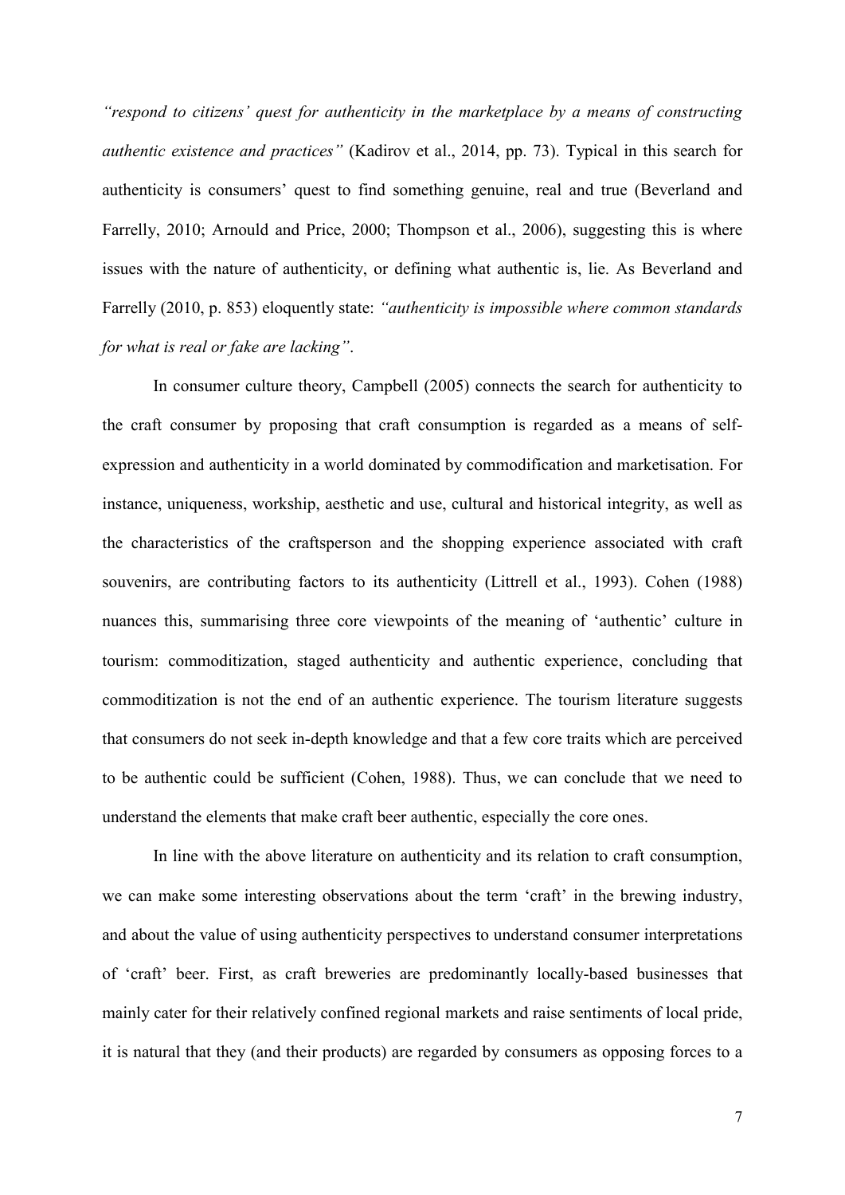*"respond to citizens' quest for authenticity in the marketplace by a means of constructing authentic existence and practices"* (Kadirov et al., 2014, pp. 73). Typical in this search for authenticity is consumers' quest to find something genuine, real and true (Beverland and Farrelly, 2010; Arnould and Price, 2000; Thompson et al., 2006), suggesting this is where issues with the nature of authenticity, or defining what authentic is, lie. As Beverland and Farrelly (2010, p. 853) eloquently state: *"authenticity is impossible where common standards for what is real or fake are lacking"*.

In consumer culture theory, Campbell (2005) connects the search for authenticity to the craft consumer by proposing that craft consumption is regarded as a means of self-expression and authenticity in a world dominated by commodification and marketisation. For instance, uniqueness, workship, aesthetic and use, cultural and historical integrity, as well as the characteristics of the craftsperson and the shopping experience associated with craft souvenirs, are contributing factors to its authenticity (Littrell et al., 1993). Cohen (1988) nuances this, summarising three core viewpoints of the meaning of 'authentic' culture in tourism: commoditization, staged authenticity and authentic experience, concluding that commoditization is not the end of an authentic experience. The tourism literature suggests that consumers do not seek in-depth knowledge and that a few core traits which are perceived to be authentic could be sufficient (Cohen, 1988). Thus, we can conclude that we need to understand the elements that make craft beer authentic, especially the core ones.

In line with the above literature on authenticity and its relation to craft consumption, we can make some interesting observations about the term 'craft' in the brewing industry, and about the value of using authenticity perspectives to understand consumer interpretations of 'craft' beer. First, as craft breweries are predominantly locally-based businesses that mainly cater for their relatively confined regional markets and raise sentiments of local pride, it is natural that they (and their products) are regarded by consumers as opposing forces to a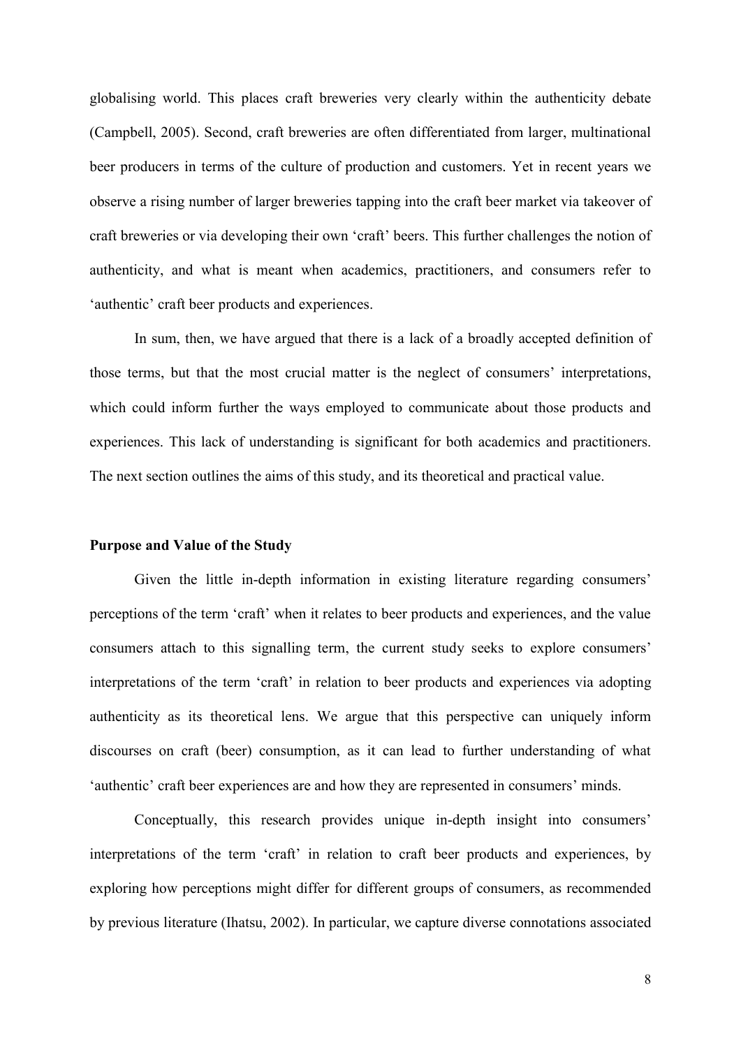globalising world. This places craft breweries very clearly within the authenticity debate (Campbell, 2005). Second, craft breweries are often differentiated from larger, multinational beer producers in terms of the culture of production and customers. Yet in recent years we observe a rising number of larger breweries tapping into the craft beer market via takeover of craft breweries or via developing their own 'craft' beers. This further challenges the notion of authenticity, and what is meant when academics, practitioners, and consumers refer to 'authentic' craft beer products and experiences.

In sum, then, we have argued that there is a lack of a broadly accepted definition of those terms, but that the most crucial matter is the neglect of consumers' interpretations, which could inform further the ways employed to communicate about those products and experiences. This lack of understanding is significant for both academics and practitioners. The next section outlines the aims of this study, and its theoretical and practical value.

**Purpose and Value of the Study**

Given the little in-depth information in existing literature regarding consumers' perceptions of the term 'craft' when it relates to beer products and experiences, and the value consumers attach to this signalling term, the current study seeks to explore consumers' interpretations of the term 'craft' in relation to beer products and experiences via adopting authenticity as its theoretical lens. We argue that this perspective can uniquely inform discourses on craft (beer) consumption, as it can lead to further understanding of what 'authentic' craft beer experiences are and how they are represented in consumers' minds.

Conceptually, this research provides unique in-depth insight into consumers' interpretations of the term 'craft' in relation to craft beer products and experiences, by exploring how perceptions might differ for different groups of consumers, as recommended by previous literature (Ihatsu, 2002). In particular, we capture diverse connotations associated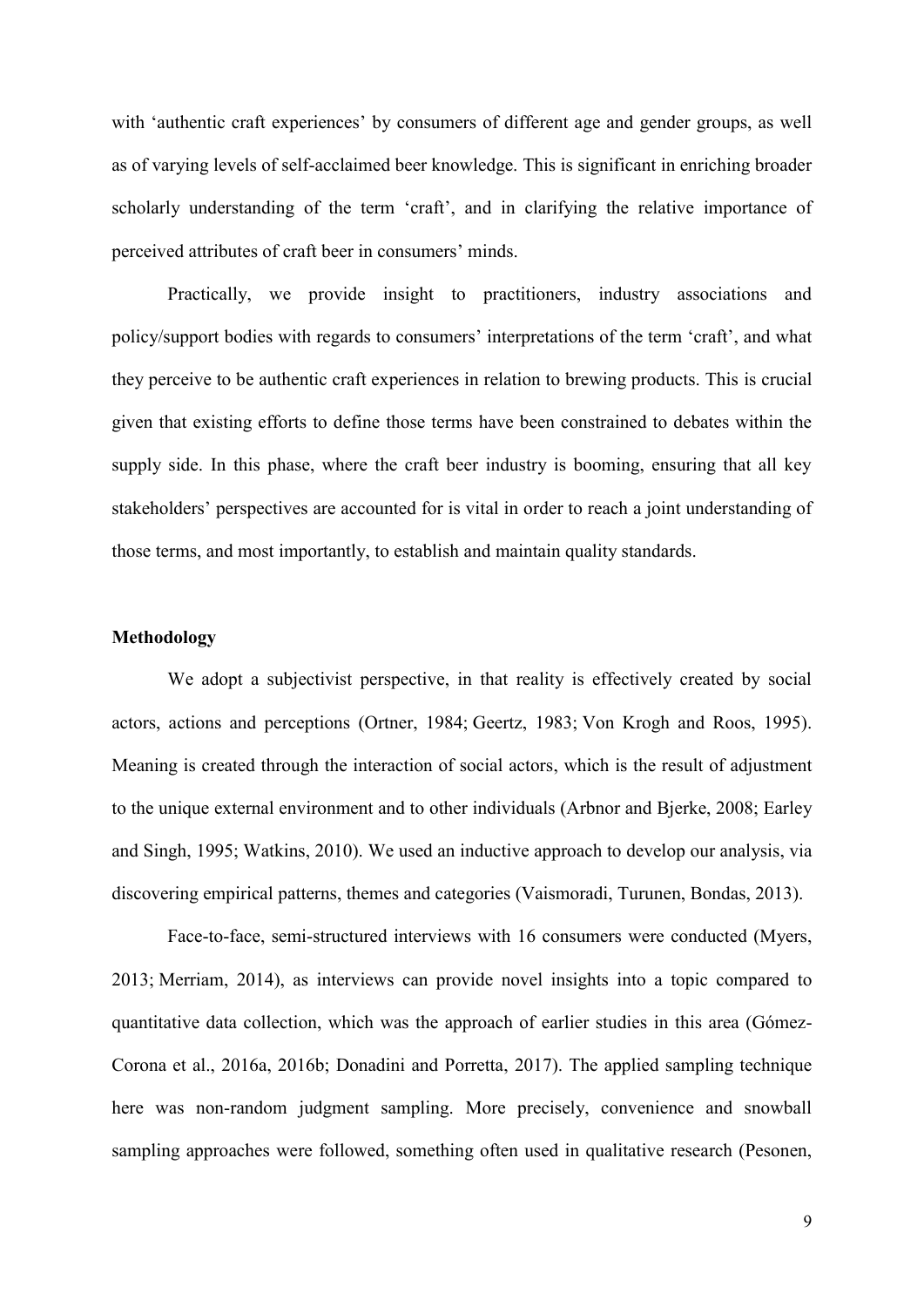with 'authentic craft experiences' by consumers of different age and gender groups, as well as of varying levels of self-acclaimed beer knowledge. This is significant in enriching broader scholarly understanding of the term 'craft', and in clarifying the relative importance of perceived attributes of craft beer in consumers' minds.

Practically, we provide insight to practitioners, industry associations and policy/support bodies with regards to consumers' interpretations of the term 'craft', and what they perceive to be authentic craft experiences in relation to brewing products. This is crucial given that existing efforts to define those terms have been constrained to debates within the supply side. In this phase, where the craft beer industry is booming, ensuring that all key stakeholders' perspectives are accounted for is vital in order to reach a joint understanding of those terms, and most importantly, to establish and maintain quality standards.

**Methodology**

We adopt a subjectivist perspective, in that reality is effectively created by social actors, actions and perceptions (Ortner, 1984; Geertz, 1983; Von Krogh and Roos, 1995). Meaning is created through the interaction of social actors, which is the result of adjustment to the unique external environment and to other individuals (Arbnor and Bjerke, 2008; Earley and Singh, 1995; Watkins, 2010). We used an inductive approach to develop our analysis, via discovering empirical patterns, themes and categories (Vaismoradi, Turunen, Bondas, 2013).

Face-to-face, semi-structured interviews with 16 consumers were conducted (Myers, 2013; Merriam, 2014), as interviews can provide novel insights into a topic compared to quantitative data collection, which was the approach of earlier studies in this area (Gómez-Corona et al., 2016a, 2016b; Donadini and Porretta, 2017). The applied sampling technique here was non-random judgment sampling. More precisely, convenience and snowball sampling approaches were followed, something often used in qualitative research (Pesonen,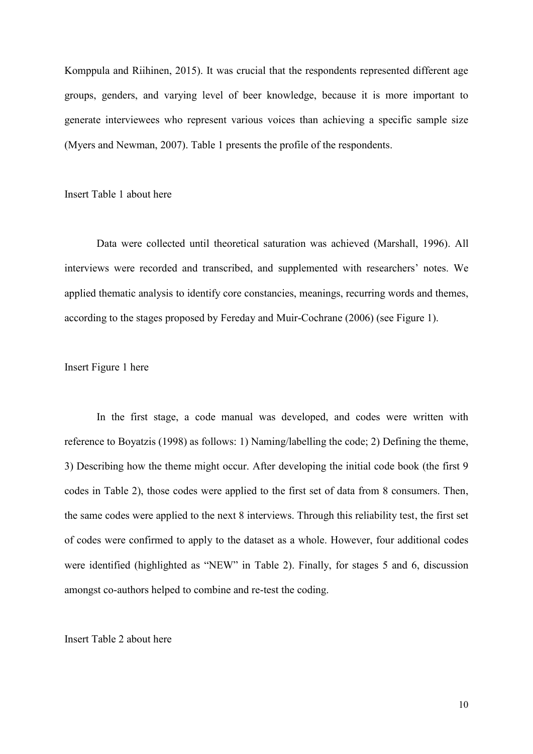Komppula and Riihinen, 2015). It was crucial that the respondents represented different age groups, genders, and varying level of beer knowledge, because it is more important to generate interviewees who represent various voices than achieving a specific sample size (Myers and Newman, 2007). Table 1 presents the profile of the respondents.

Insert Table 1 about here

Data were collected until theoretical saturation was achieved (Marshall, 1996). All interviews were recorded and transcribed, and supplemented with researchers' notes. We applied thematic analysis to identify core constancies, meanings, recurring words and themes, according to the stages proposed by Fereday and Muir-Cochrane (2006) (see Figure 1).

Insert Figure 1 here

In the first stage, a code manual was developed, and codes were written with reference to Boyatzis (1998) as follows: 1) Naming/labelling the code; 2) Defining the theme, 3) Describing how the theme might occur. After developing the initial code book (the first 9 codes in Table 2), those codes were applied to the first set of data from 8 consumers. Then, the same codes were applied to the next 8 interviews. Through this reliability test, the first set of codes were confirmed to apply to the dataset as a whole. However, four additional codes were identified (highlighted as "NEW" in Table 2). Finally, for stages 5 and 6, discussion amongst co-authors helped to combine and re-test the coding.

Insert Table 2 about here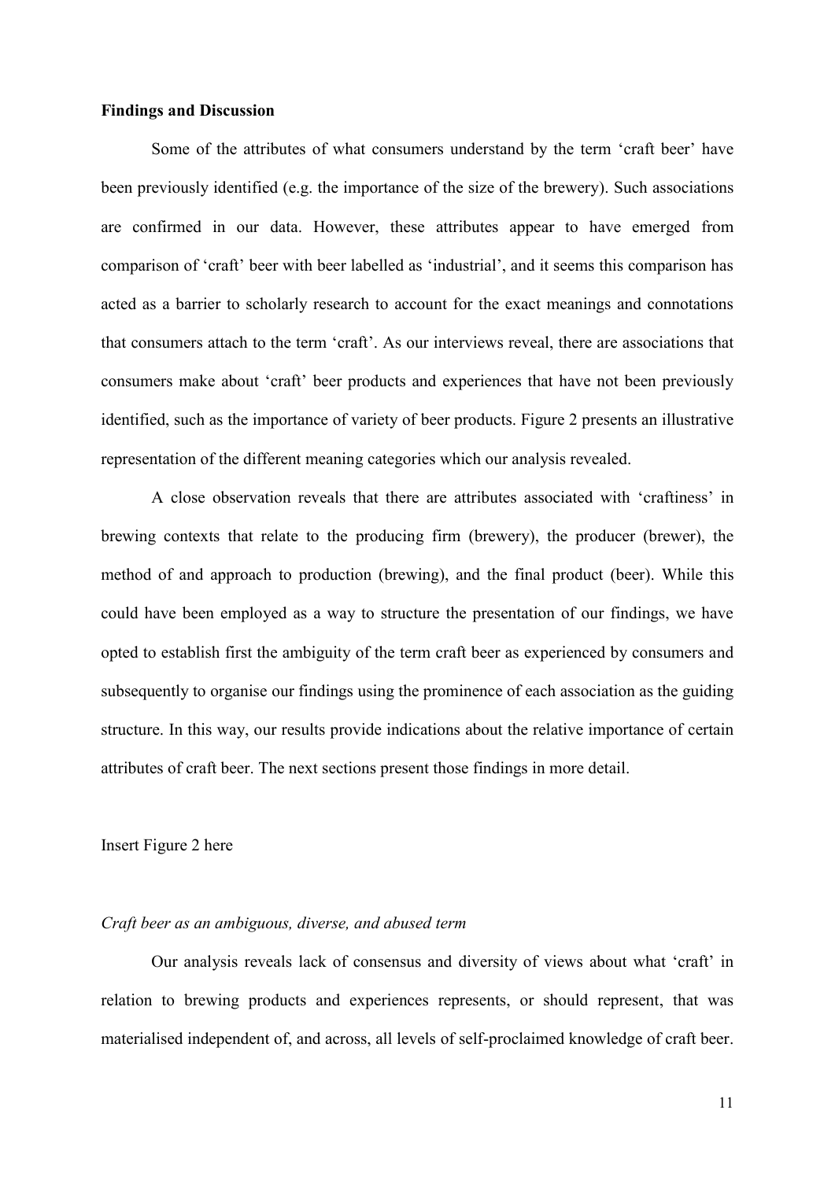## Findings and Discussion

Some of the attributes of what consumers understand by the term 'craft beer' have been previously identified (e.g. the importance of the size of the brewery). Such associations are confirmed in our data. However, these attributes appear to have emerged from comparison of 'craft' beer with beer labelled as 'industrial', and it seems this comparison has acted as a barrier to scholarly research to account for the exact meanings and connotations that consumers attach to the term 'craft'. As our interviews reveal, there are associations that consumers make about 'craft' beer products and experiences that have not been previously identified, such as the importance of variety of beer products. Figure 2 presents an illustrative representation of the different meaning categories which our analysis revealed.

A close observation reveals that there are attributes associated with 'craftiness' in brewing contexts that relate to the producing firm (brewery), the producer (brewer), the method of and approach to production (brewing), and the final product (beer). While this could have been employed as a way to structure the presentation of our findings, we have opted to establish first the ambiguity of the term craft beer as experienced by consumers and subsequently to organise our findings using the prominence of each association as the guiding structure. In this way, our results provide indications about the relative importance of certain attributes of craft beer. The next sections present those findings in more detail.

Insert Figure 2 here

### *Craft beer as an ambiguous, diverse, and abused term*

Our analysis reveals lack of consensus and diversity of views about what 'craft' in relation to brewing products and experiences represents, or should represent, that was materialised independent of, and across, all levels of self-proclaimed knowledge of craft beer.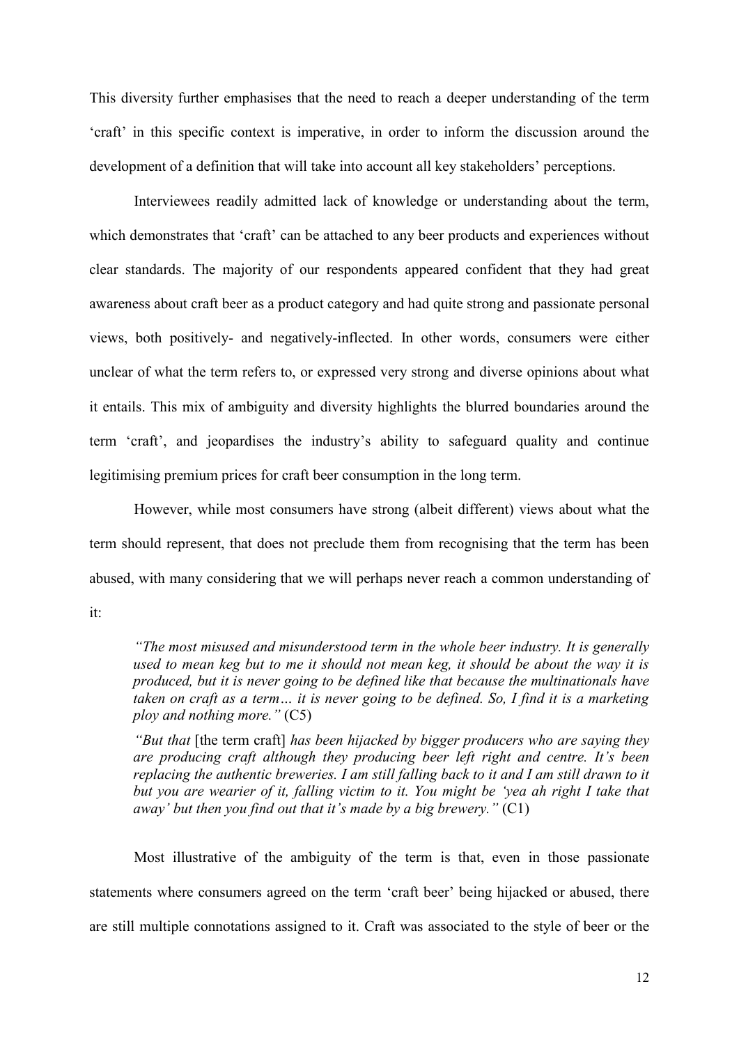This diversity further emphasises that the need to reach a deeper understanding of the term 'craft' in this specific context is imperative, in order to inform the discussion around the development of a definition that will take into account all key stakeholders' perceptions.

Interviewees readily admitted lack of knowledge or understanding about the term, which demonstrates that 'craft' can be attached to any beer products and experiences without clear standards. The majority of our respondents appeared confident that they had great awareness about craft beer as a product category and had quite strong and passionate personal views, both positively- and negatively-inflected. In other words, consumers were either unclear of what the term refers to, or expressed very strong and diverse opinions about what it entails. This mix of ambiguity and diversity highlights the blurred boundaries around the term 'craft', and jeopardises the industry's ability to safeguard quality and continue legitimising premium prices for craft beer consumption in the long term.

However, while most consumers have strong (albeit different) views about what the term should represent, that does not preclude them from recognising that the term has been abused, with many considering that we will perhaps never reach a common understanding of it:

> *"The most misused and misunderstood term in the whole beer industry. It is generally used to mean keg but to me it should not mean keg, it should be about the way it is produced, but it is never going to be defined like that because the multinationals have taken on craft as a term… it is never going to be defined. So, I find it is a marketing ploy and nothing more."* (C5)

> *"But that* [the term craft] *has been hijacked by bigger producers who are saying they are producing craft although they producing beer left right and centre. It's been replacing the authentic breweries. I am still falling back to it and I am still drawn to it but you are wearier of it, falling victim to it. You might be 'yea ah right I take that away' but then you find out that it's made by a big brewery."* (C1)

Most illustrative of the ambiguity of the term is that, even in those passionate statements where consumers agreed on the term 'craft beer' being hijacked or abused, there are still multiple connotations assigned to it. Craft was associated to the style of beer or the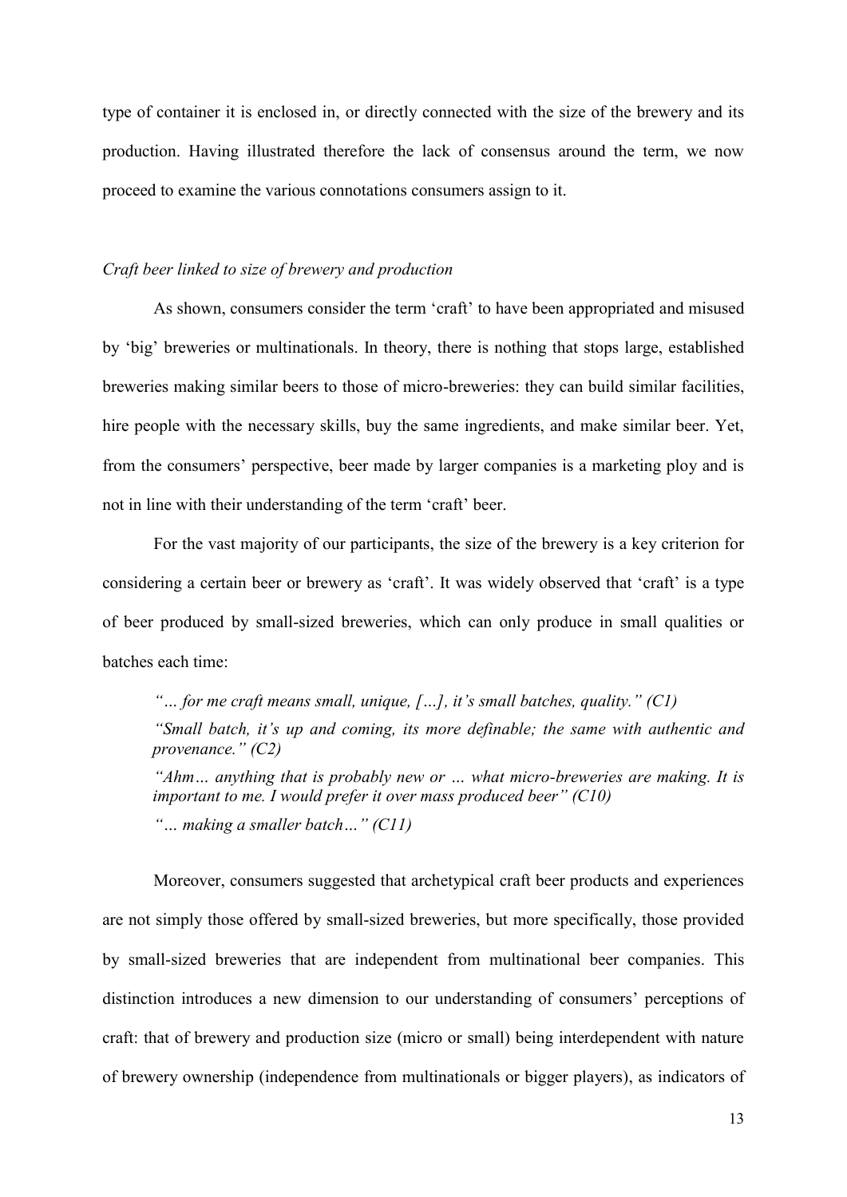type of container it is enclosed in, or directly connected with the size of the brewery and its production. Having illustrated therefore the lack of consensus around the term, we now proceed to examine the various connotations consumers assign to it.

*Craft beer linked to size of brewery and production*

As shown, consumers consider the term 'craft' to have been appropriated and misused by 'big' breweries or multinationals. In theory, there is nothing that stops large, established breweries making similar beers to those of micro-breweries: they can build similar facilities, hire people with the necessary skills, buy the same ingredients, and make similar beer. Yet, from the consumers' perspective, beer made by larger companies is a marketing ploy and is not in line with their understanding of the term 'craft' beer.

For the vast majority of our participants, the size of the brewery is a key criterion for considering a certain beer or brewery as 'craft'. It was widely observed that 'craft' is a type of beer produced by small-sized breweries, which can only produce in small qualities or batches each time:

> *"… for me craft means small, unique, […], it's small batches, quality." (C1)*
>
> *"Small batch, it's up and coming, its more definable; the same with authentic and provenance." (C2)*
>
> *"Ahm… anything that is probably new or … what micro-breweries are making. It is important to me. I would prefer it over mass produced beer" (C10)*
>
> *"… making a smaller batch…" (C11)*

Moreover, consumers suggested that archetypical craft beer products and experiences are not simply those offered by small-sized breweries, but more specifically, those provided by small-sized breweries that are independent from multinational beer companies. This distinction introduces a new dimension to our understanding of consumers' perceptions of craft: that of brewery and production size (micro or small) being interdependent with nature of brewery ownership (independence from multinationals or bigger players), as indicators of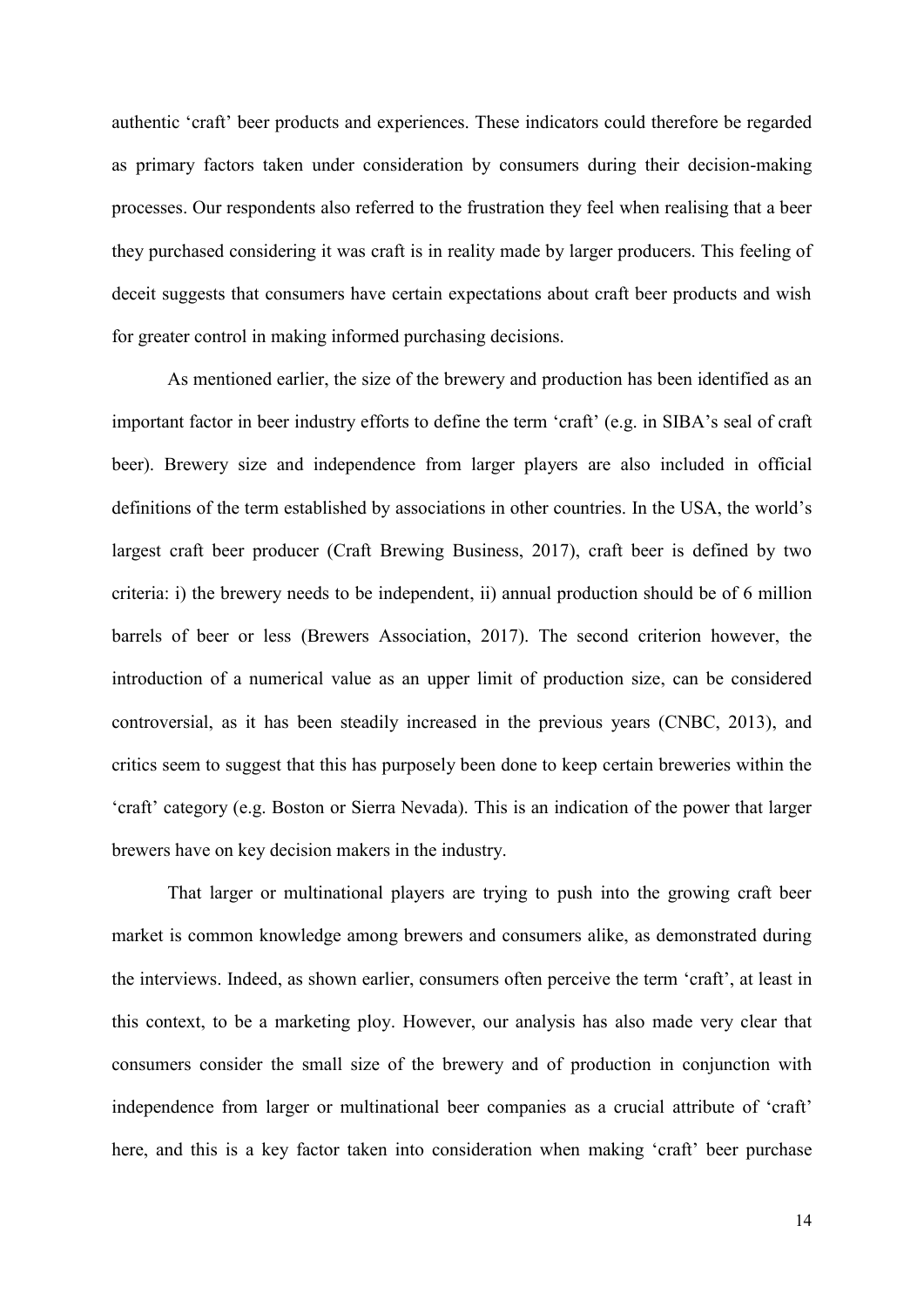authentic 'craft' beer products and experiences. These indicators could therefore be regarded as primary factors taken under consideration by consumers during their decision-making processes. Our respondents also referred to the frustration they feel when realising that a beer they purchased considering it was craft is in reality made by larger producers. This feeling of deceit suggests that consumers have certain expectations about craft beer products and wish for greater control in making informed purchasing decisions.

As mentioned earlier, the size of the brewery and production has been identified as an important factor in beer industry efforts to define the term 'craft' (e.g. in SIBA's seal of craft beer). Brewery size and independence from larger players are also included in official definitions of the term established by associations in other countries. In the USA, the world's largest craft beer producer (Craft Brewing Business, 2017), craft beer is defined by two criteria: i) the brewery needs to be independent, ii) annual production should be of 6 million barrels of beer or less (Brewers Association, 2017). The second criterion however, the introduction of a numerical value as an upper limit of production size, can be considered controversial, as it has been steadily increased in the previous years (CNBC, 2013), and critics seem to suggest that this has purposely been done to keep certain breweries within the 'craft' category (e.g. Boston or Sierra Nevada). This is an indication of the power that larger brewers have on key decision makers in the industry.

That larger or multinational players are trying to push into the growing craft beer market is common knowledge among brewers and consumers alike, as demonstrated during the interviews. Indeed, as shown earlier, consumers often perceive the term 'craft', at least in this context, to be a marketing ploy. However, our analysis has also made very clear that consumers consider the small size of the brewery and of production in conjunction with independence from larger or multinational beer companies as a crucial attribute of 'craft' here, and this is a key factor taken into consideration when making 'craft' beer purchase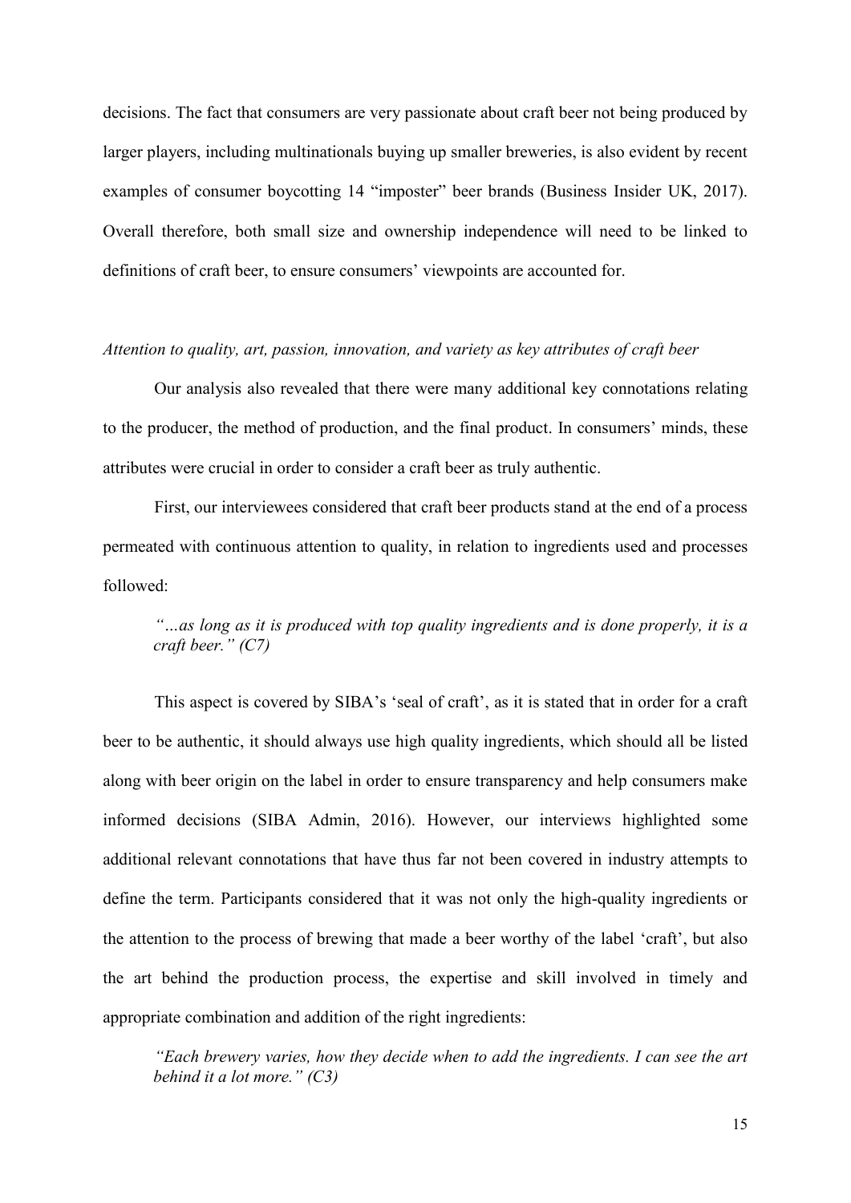decisions. The fact that consumers are very passionate about craft beer not being produced by larger players, including multinationals buying up smaller breweries, is also evident by recent examples of consumer boycotting 14 "imposter" beer brands (Business Insider UK, 2017). Overall therefore, both small size and ownership independence will need to be linked to definitions of craft beer, to ensure consumers' viewpoints are accounted for.

*Attention to quality, art, passion, innovation, and variety as key attributes of craft beer*

Our analysis also revealed that there were many additional key connotations relating to the producer, the method of production, and the final product. In consumers' minds, these attributes were crucial in order to consider a craft beer as truly authentic.

First, our interviewees considered that craft beer products stand at the end of a process permeated with continuous attention to quality, in relation to ingredients used and processes followed:

> *"…as long as it is produced with top quality ingredients and is done properly, it is a craft beer." (C7)*

This aspect is covered by SIBA's 'seal of craft', as it is stated that in order for a craft beer to be authentic, it should always use high quality ingredients, which should all be listed along with beer origin on the label in order to ensure transparency and help consumers make informed decisions (SIBA Admin, 2016). However, our interviews highlighted some additional relevant connotations that have thus far not been covered in industry attempts to define the term. Participants considered that it was not only the high-quality ingredients or the attention to the process of brewing that made a beer worthy of the label 'craft', but also the art behind the production process, the expertise and skill involved in timely and appropriate combination and addition of the right ingredients:

> *"Each brewery varies, how they decide when to add the ingredients. I can see the art behind it a lot more." (C3)*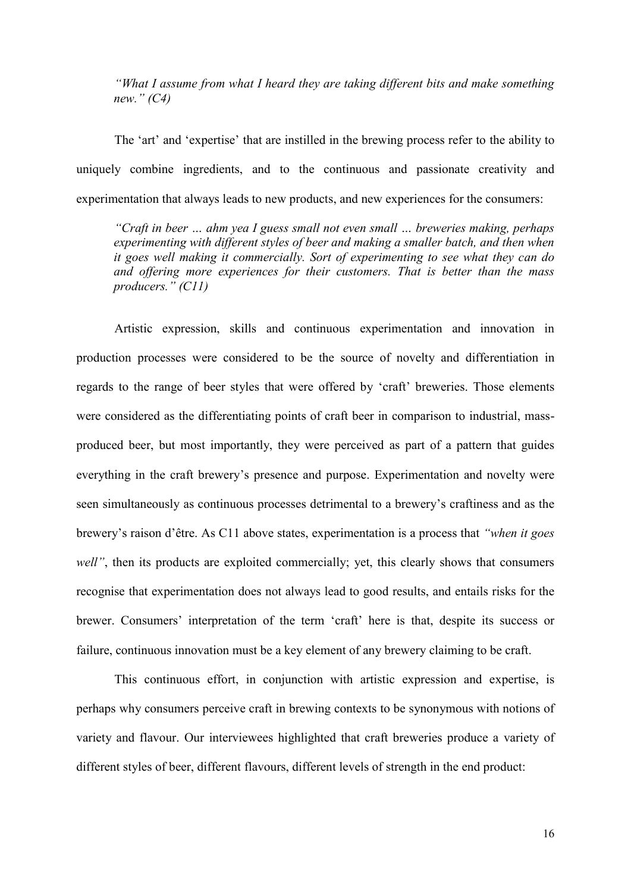*"What I assume from what I heard they are taking different bits and make something new." (C4)*

The 'art' and 'expertise' that are instilled in the brewing process refer to the ability to uniquely combine ingredients, and to the continuous and passionate creativity and experimentation that always leads to new products, and new experiences for the consumers:

*"Craft in beer … ahm yea I guess small not even small … breweries making, perhaps experimenting with different styles of beer and making a smaller batch, and then when it goes well making it commercially. Sort of experimenting to see what they can do and offering more experiences for their customers. That is better than the mass producers." (C11)*

Artistic expression, skills and continuous experimentation and innovation in production processes were considered to be the source of novelty and differentiation in regards to the range of beer styles that were offered by 'craft' breweries. Those elements were considered as the differentiating points of craft beer in comparison to industrial, mass-produced beer, but most importantly, they were perceived as part of a pattern that guides everything in the craft brewery's presence and purpose. Experimentation and novelty were seen simultaneously as continuous processes detrimental to a brewery's craftiness and as the brewery's raison d'être. As C11 above states, experimentation is a process that *"when it goes well"*, then its products are exploited commercially; yet, this clearly shows that consumers recognise that experimentation does not always lead to good results, and entails risks for the brewer. Consumers' interpretation of the term 'craft' here is that, despite its success or failure, continuous innovation must be a key element of any brewery claiming to be craft.

This continuous effort, in conjunction with artistic expression and expertise, is perhaps why consumers perceive craft in brewing contexts to be synonymous with notions of variety and flavour. Our interviewees highlighted that craft breweries produce a variety of different styles of beer, different flavours, different levels of strength in the end product: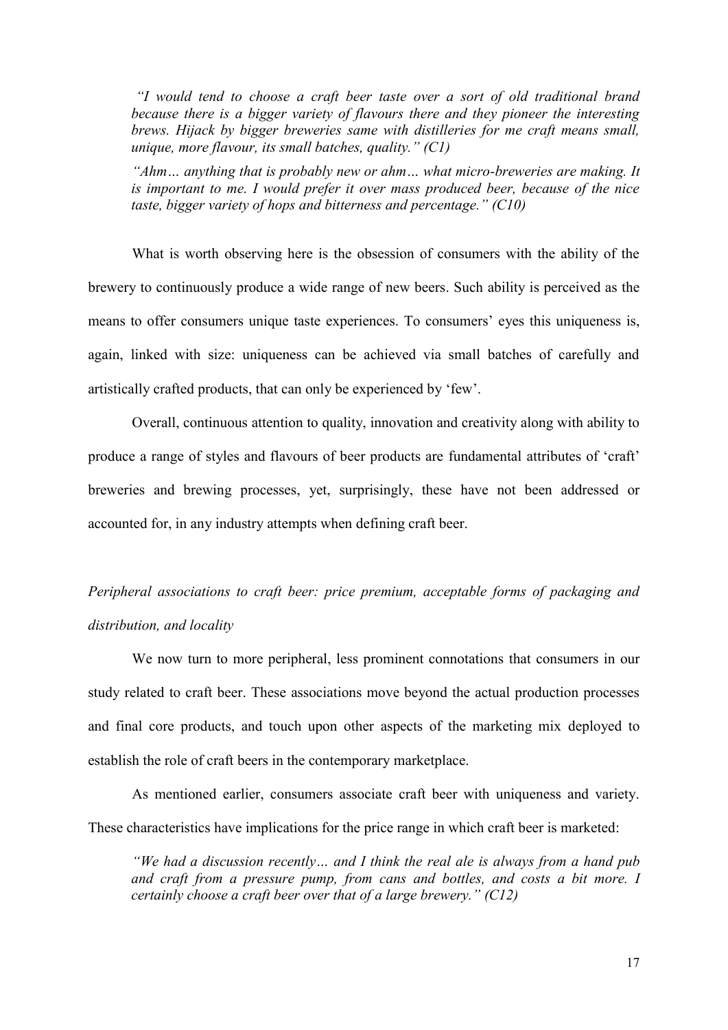> *"I would tend to choose a craft beer taste over a sort of old traditional brand because there is a bigger variety of flavours there and they pioneer the interesting brews. Hijack by bigger breweries same with distilleries for me craft means small, unique, more flavour, its small batches, quality." (C1)*
>
> *"Ahm… anything that is probably new or ahm… what micro-breweries are making. It is important to me. I would prefer it over mass produced beer, because of the nice taste, bigger variety of hops and bitterness and percentage." (C10)*

What is worth observing here is the obsession of consumers with the ability of the brewery to continuously produce a wide range of new beers. Such ability is perceived as the means to offer consumers unique taste experiences. To consumers' eyes this uniqueness is, again, linked with size: uniqueness can be achieved via small batches of carefully and artistically crafted products, that can only be experienced by 'few'.

Overall, continuous attention to quality, innovation and creativity along with ability to produce a range of styles and flavours of beer products are fundamental attributes of 'craft' breweries and brewing processes, yet, surprisingly, these have not been addressed or accounted for, in any industry attempts when defining craft beer.

*Peripheral associations to craft beer: price premium, acceptable forms of packaging and distribution, and locality*

We now turn to more peripheral, less prominent connotations that consumers in our study related to craft beer. These associations move beyond the actual production processes and final core products, and touch upon other aspects of the marketing mix deployed to establish the role of craft beers in the contemporary marketplace.

As mentioned earlier, consumers associate craft beer with uniqueness and variety. These characteristics have implications for the price range in which craft beer is marketed:

> *"We had a discussion recently… and I think the real ale is always from a hand pub and craft from a pressure pump, from cans and bottles, and costs a bit more. I certainly choose a craft beer over that of a large brewery." (C12)*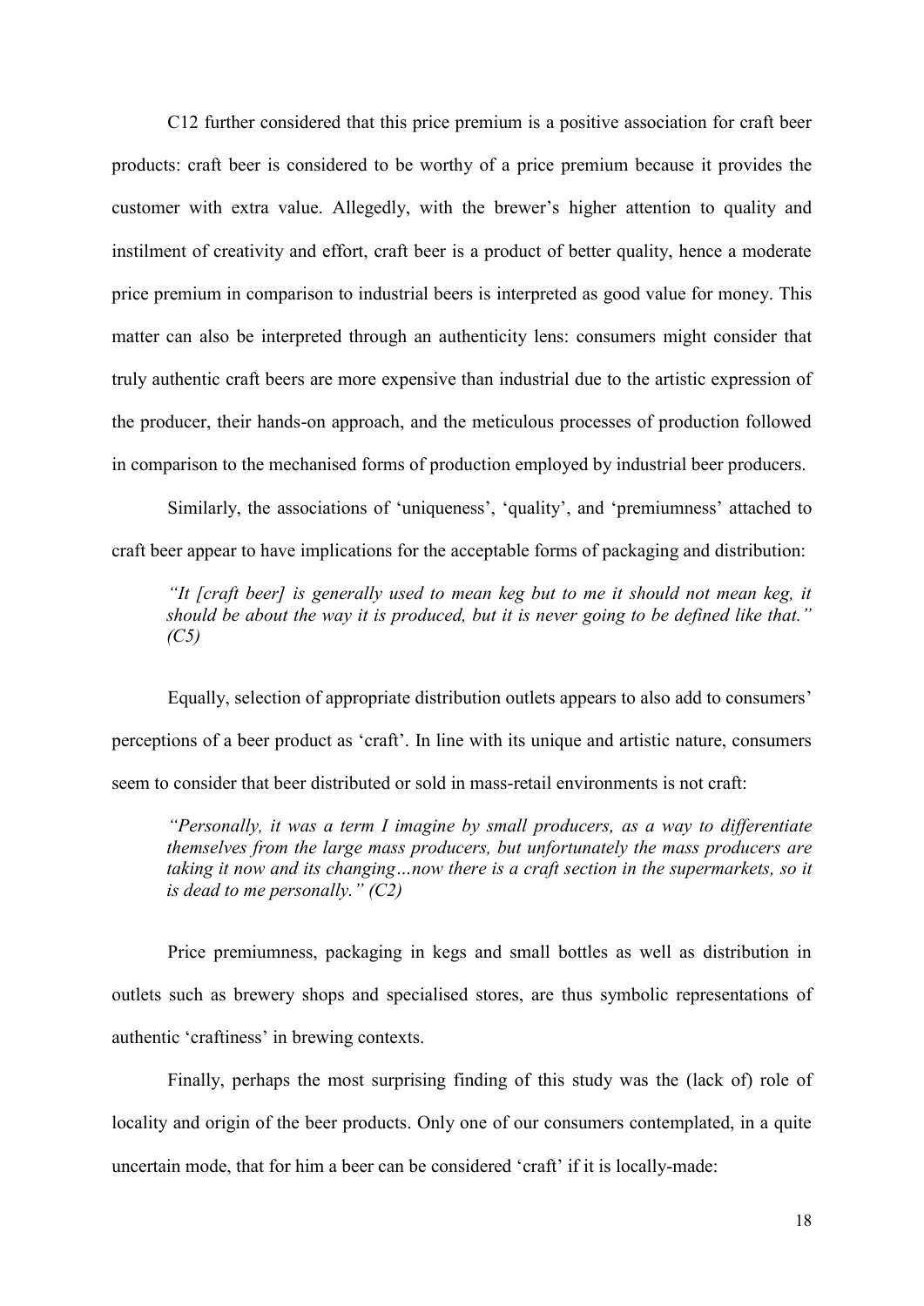C12 further considered that this price premium is a positive association for craft beer products: craft beer is considered to be worthy of a price premium because it provides the customer with extra value. Allegedly, with the brewer's higher attention to quality and instilment of creativity and effort, craft beer is a product of better quality, hence a moderate price premium in comparison to industrial beers is interpreted as good value for money. This matter can also be interpreted through an authenticity lens: consumers might consider that truly authentic craft beers are more expensive than industrial due to the artistic expression of the producer, their hands-on approach, and the meticulous processes of production followed in comparison to the mechanised forms of production employed by industrial beer producers.

Similarly, the associations of 'uniqueness', 'quality', and 'premiumness' attached to craft beer appear to have implications for the acceptable forms of packaging and distribution:

> *"It [craft beer] is generally used to mean keg but to me it should not mean keg, it should be about the way it is produced, but it is never going to be defined like that." (C5)*

Equally, selection of appropriate distribution outlets appears to also add to consumers' perceptions of a beer product as 'craft'. In line with its unique and artistic nature, consumers seem to consider that beer distributed or sold in mass-retail environments is not craft:

> *"Personally, it was a term I imagine by small producers, as a way to differentiate themselves from the large mass producers, but unfortunately the mass producers are taking it now and its changing…now there is a craft section in the supermarkets, so it is dead to me personally." (C2)*

Price premiumness, packaging in kegs and small bottles as well as distribution in outlets such as brewery shops and specialised stores, are thus symbolic representations of authentic 'craftiness' in brewing contexts.

Finally, perhaps the most surprising finding of this study was the (lack of) role of locality and origin of the beer products. Only one of our consumers contemplated, in a quite uncertain mode, that for him a beer can be considered 'craft' if it is locally-made: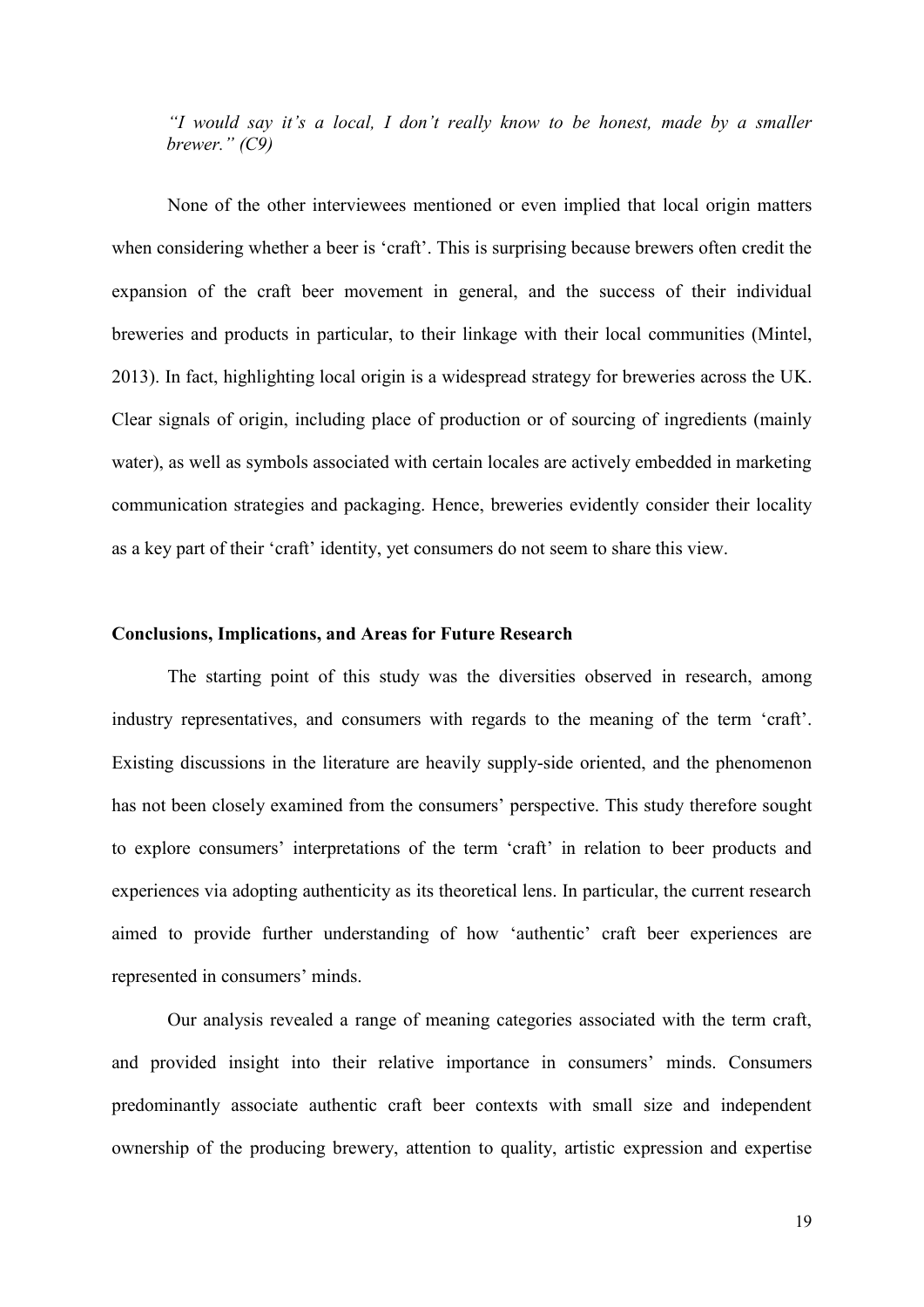*"I would say it's a local, I don't really know to be honest, made by a smaller brewer." (C9)*

None of the other interviewees mentioned or even implied that local origin matters when considering whether a beer is 'craft'. This is surprising because brewers often credit the expansion of the craft beer movement in general, and the success of their individual breweries and products in particular, to their linkage with their local communities (Mintel, 2013). In fact, highlighting local origin is a widespread strategy for breweries across the UK. Clear signals of origin, including place of production or of sourcing of ingredients (mainly water), as well as symbols associated with certain locales are actively embedded in marketing communication strategies and packaging. Hence, breweries evidently consider their locality as a key part of their 'craft' identity, yet consumers do not seem to share this view.

## Conclusions, Implications, and Areas for Future Research

The starting point of this study was the diversities observed in research, among industry representatives, and consumers with regards to the meaning of the term 'craft'. Existing discussions in the literature are heavily supply-side oriented, and the phenomenon has not been closely examined from the consumers' perspective. This study therefore sought to explore consumers' interpretations of the term 'craft' in relation to beer products and experiences via adopting authenticity as its theoretical lens. In particular, the current research aimed to provide further understanding of how 'authentic' craft beer experiences are represented in consumers' minds.

Our analysis revealed a range of meaning categories associated with the term craft, and provided insight into their relative importance in consumers' minds. Consumers predominantly associate authentic craft beer contexts with small size and independent ownership of the producing brewery, attention to quality, artistic expression and expertise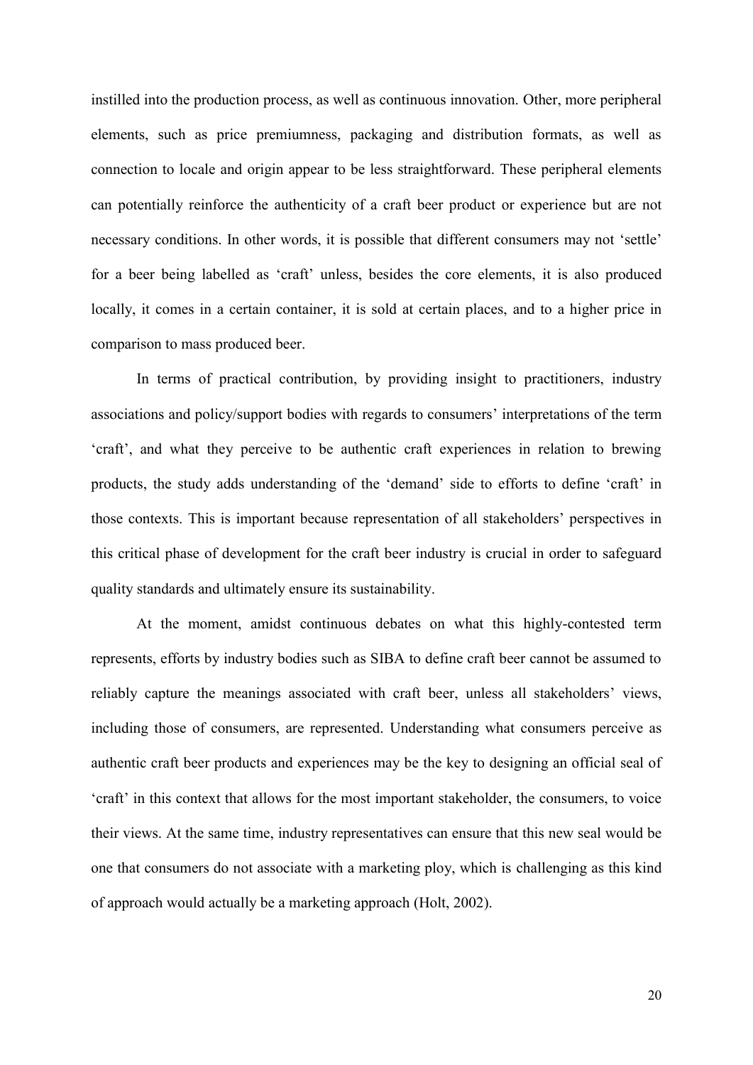instilled into the production process, as well as continuous innovation. Other, more peripheral elements, such as price premiumness, packaging and distribution formats, as well as connection to locale and origin appear to be less straightforward. These peripheral elements can potentially reinforce the authenticity of a craft beer product or experience but are not necessary conditions. In other words, it is possible that different consumers may not 'settle' for a beer being labelled as 'craft' unless, besides the core elements, it is also produced locally, it comes in a certain container, it is sold at certain places, and to a higher price in comparison to mass produced beer.

In terms of practical contribution, by providing insight to practitioners, industry associations and policy/support bodies with regards to consumers' interpretations of the term 'craft', and what they perceive to be authentic craft experiences in relation to brewing products, the study adds understanding of the 'demand' side to efforts to define 'craft' in those contexts. This is important because representation of all stakeholders' perspectives in this critical phase of development for the craft beer industry is crucial in order to safeguard quality standards and ultimately ensure its sustainability.

At the moment, amidst continuous debates on what this highly-contested term represents, efforts by industry bodies such as SIBA to define craft beer cannot be assumed to reliably capture the meanings associated with craft beer, unless all stakeholders' views, including those of consumers, are represented. Understanding what consumers perceive as authentic craft beer products and experiences may be the key to designing an official seal of 'craft' in this context that allows for the most important stakeholder, the consumers, to voice their views. At the same time, industry representatives can ensure that this new seal would be one that consumers do not associate with a marketing ploy, which is challenging as this kind of approach would actually be a marketing approach (Holt, 2002).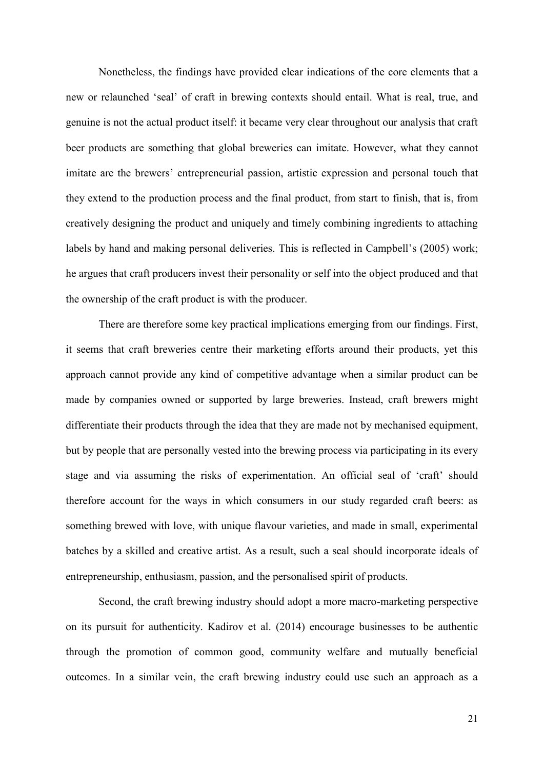Nonetheless, the findings have provided clear indications of the core elements that a new or relaunched 'seal' of craft in brewing contexts should entail. What is real, true, and genuine is not the actual product itself: it became very clear throughout our analysis that craft beer products are something that global breweries can imitate. However, what they cannot imitate are the brewers' entrepreneurial passion, artistic expression and personal touch that they extend to the production process and the final product, from start to finish, that is, from creatively designing the product and uniquely and timely combining ingredients to attaching labels by hand and making personal deliveries. This is reflected in Campbell's (2005) work; he argues that craft producers invest their personality or self into the object produced and that the ownership of the craft product is with the producer.

There are therefore some key practical implications emerging from our findings. First, it seems that craft breweries centre their marketing efforts around their products, yet this approach cannot provide any kind of competitive advantage when a similar product can be made by companies owned or supported by large breweries. Instead, craft brewers might differentiate their products through the idea that they are made not by mechanised equipment, but by people that are personally vested into the brewing process via participating in its every stage and via assuming the risks of experimentation. An official seal of 'craft' should therefore account for the ways in which consumers in our study regarded craft beers: as something brewed with love, with unique flavour varieties, and made in small, experimental batches by a skilled and creative artist. As a result, such a seal should incorporate ideals of entrepreneurship, enthusiasm, passion, and the personalised spirit of products.

Second, the craft brewing industry should adopt a more macro-marketing perspective on its pursuit for authenticity. Kadirov et al. (2014) encourage businesses to be authentic through the promotion of common good, community welfare and mutually beneficial outcomes. In a similar vein, the craft brewing industry could use such an approach as a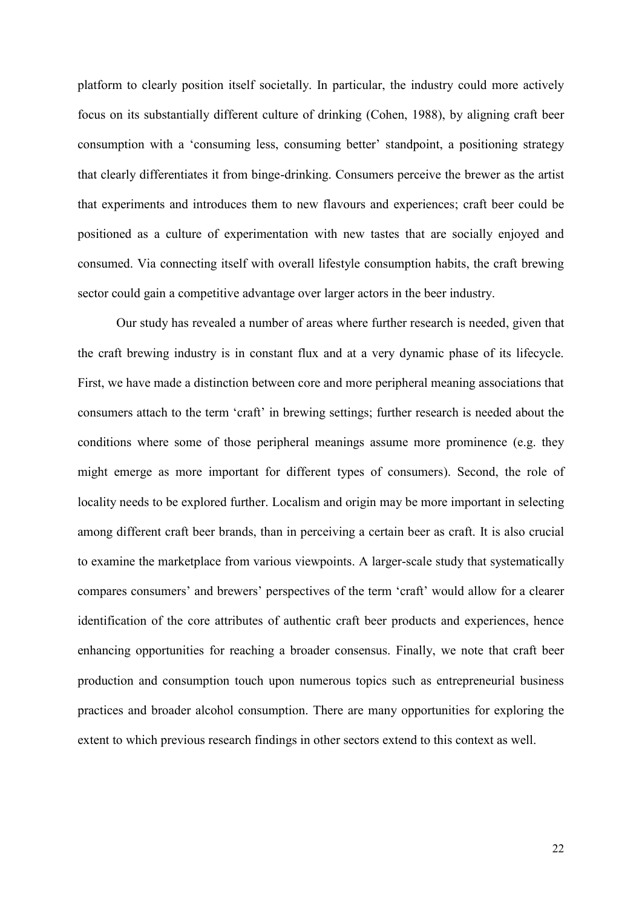platform to clearly position itself societally. In particular, the industry could more actively focus on its substantially different culture of drinking (Cohen, 1988), by aligning craft beer consumption with a 'consuming less, consuming better' standpoint, a positioning strategy that clearly differentiates it from binge-drinking. Consumers perceive the brewer as the artist that experiments and introduces them to new flavours and experiences; craft beer could be positioned as a culture of experimentation with new tastes that are socially enjoyed and consumed. Via connecting itself with overall lifestyle consumption habits, the craft brewing sector could gain a competitive advantage over larger actors in the beer industry.

Our study has revealed a number of areas where further research is needed, given that the craft brewing industry is in constant flux and at a very dynamic phase of its lifecycle. First, we have made a distinction between core and more peripheral meaning associations that consumers attach to the term 'craft' in brewing settings; further research is needed about the conditions where some of those peripheral meanings assume more prominence (e.g. they might emerge as more important for different types of consumers). Second, the role of locality needs to be explored further. Localism and origin may be more important in selecting among different craft beer brands, than in perceiving a certain beer as craft. It is also crucial to examine the marketplace from various viewpoints. A larger-scale study that systematically compares consumers' and brewers' perspectives of the term 'craft' would allow for a clearer identification of the core attributes of authentic craft beer products and experiences, hence enhancing opportunities for reaching a broader consensus. Finally, we note that craft beer production and consumption touch upon numerous topics such as entrepreneurial business practices and broader alcohol consumption. There are many opportunities for exploring the extent to which previous research findings in other sectors extend to this context as well.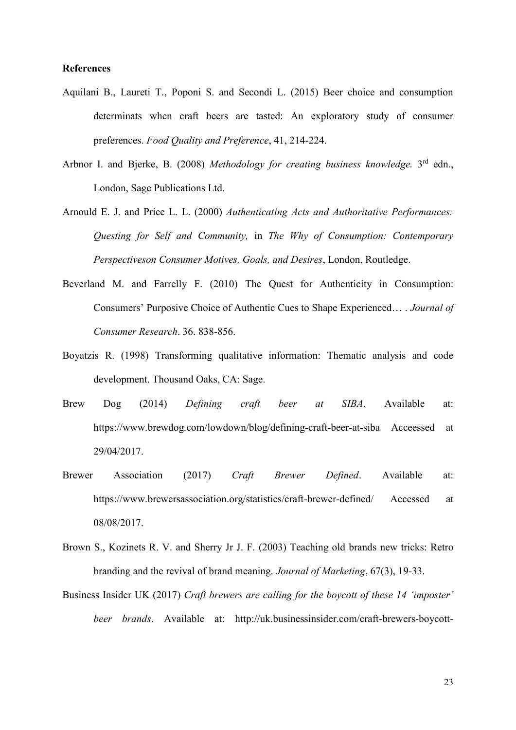**References**

Aquilani B., Laureti T., Poponi S. and Secondi L. (2015) Beer choice and consumption determinats when craft beers are tasted: An exploratory study of consumer preferences. *Food Quality and Preference*, 41, 214-224.

Arbnor I. and Bjerke, B. (2008) *Methodology for creating business knowledge.* 3rd edn., London, Sage Publications Ltd.

Arnould E. J. and Price L. L. (2000) *Authenticating Acts and Authoritative Performances: Questing for Self and Community,* in *The Why of Consumption: Contemporary Perspectiveson Consumer Motives, Goals, and Desires*, London, Routledge.

Beverland M. and Farrelly F. (2010) The Quest for Authenticity in Consumption: Consumers' Purposive Choice of Authentic Cues to Shape Experienced… . *Journal of Consumer Research*. 36. 838-856.

Boyatzis R. (1998) Transforming qualitative information: Thematic analysis and code development. Thousand Oaks, CA: Sage.

Brew Dog (2014) *Defining craft beer at SIBA*. Available at: https://www.brewdog.com/lowdown/blog/defining-craft-beer-at-siba Acceessed at 29/04/2017.

Brewer Association (2017) *Craft Brewer Defined*. Available at: https://www.brewersassociation.org/statistics/craft-brewer-defined/ Accessed at 08/08/2017.

Brown S., Kozinets R. V. and Sherry Jr J. F. (2003) Teaching old brands new tricks: Retro branding and the revival of brand meaning. *Journal of Marketing*, 67(3), 19-33.

Business Insider UK (2017) *Craft brewers are calling for the boycott of these 14 'imposter' beer brands*. Available at: http://uk.businessinsider.com/craft-brewers-boycott-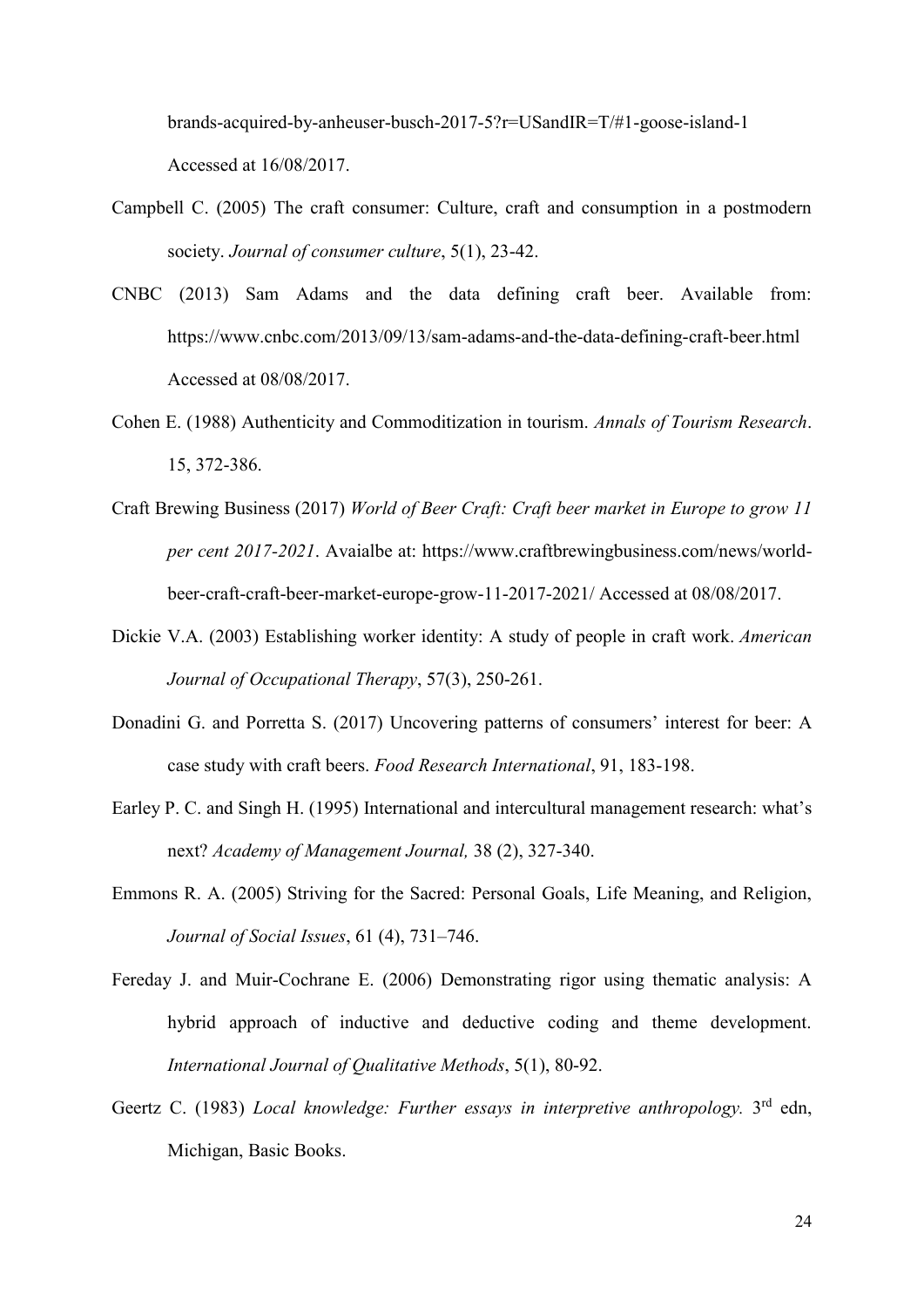brands-acquired-by-anheuser-busch-2017-5?r=USandIR=T/#1-goose-island-1 Accessed at 16/08/2017.

Campbell C. (2005) The craft consumer: Culture, craft and consumption in a postmodern society. *Journal of consumer culture*, 5(1), 23-42.

CNBC (2013) Sam Adams and the data defining craft beer. Available from: https://www.cnbc.com/2013/09/13/sam-adams-and-the-data-defining-craft-beer.html Accessed at 08/08/2017.

Cohen E. (1988) Authenticity and Commoditization in tourism. *Annals of Tourism Research*. 15, 372-386.

Craft Brewing Business (2017) *World of Beer Craft: Craft beer market in Europe to grow 11 per cent 2017-2021*. Avaialbe at: https://www.craftbrewingbusiness.com/news/world-beer-craft-craft-beer-market-europe-grow-11-2017-2021/ Accessed at 08/08/2017.

Dickie V.A. (2003) Establishing worker identity: A study of people in craft work. *American Journal of Occupational Therapy*, 57(3), 250-261.

Donadini G. and Porretta S. (2017) Uncovering patterns of consumers' interest for beer: A case study with craft beers. *Food Research International*, 91, 183-198.

Earley P. C. and Singh H. (1995) International and intercultural management research: what's next? *Academy of Management Journal,* 38 (2), 327-340.

Emmons R. A. (2005) Striving for the Sacred: Personal Goals, Life Meaning, and Religion, *Journal of Social Issues*, 61 (4), 731–746.

Fereday J. and Muir-Cochrane E. (2006) Demonstrating rigor using thematic analysis: A hybrid approach of inductive and deductive coding and theme development. *International Journal of Qualitative Methods*, 5(1), 80-92.

Geertz C. (1983) *Local knowledge: Further essays in interpretive anthropology.* 3rd edn, Michigan, Basic Books.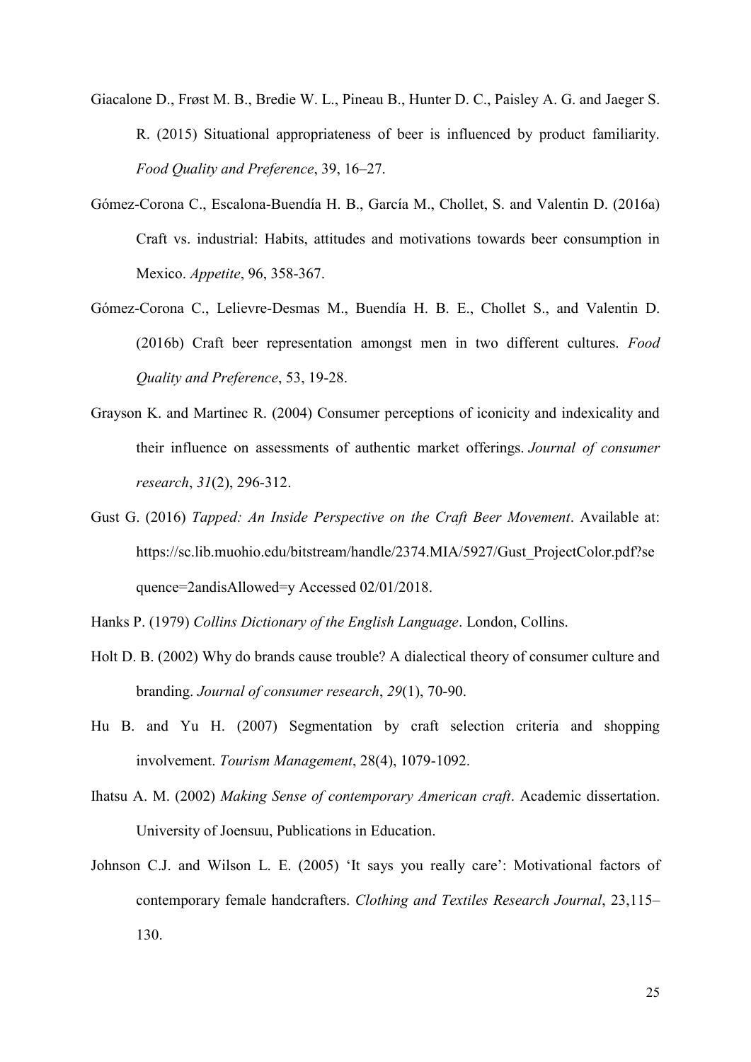Giacalone D., Frøst M. B., Bredie W. L., Pineau B., Hunter D. C., Paisley A. G. and Jaeger S. R. (2015) Situational appropriateness of beer is influenced by product familiarity. *Food Quality and Preference*, 39, 16–27.

Gómez-Corona C., Escalona-Buendía H. B., García M., Chollet, S. and Valentin D. (2016a) Craft vs. industrial: Habits, attitudes and motivations towards beer consumption in Mexico. *Appetite*, 96, 358-367.

Gómez-Corona C., Lelievre-Desmas M., Buendía H. B. E., Chollet S., and Valentin D. (2016b) Craft beer representation amongst men in two different cultures. *Food Quality and Preference*, 53, 19-28.

Grayson K. and Martinec R. (2004) Consumer perceptions of iconicity and indexicality and their influence on assessments of authentic market offerings. *Journal of consumer research*, *31*(2), 296-312.

Gust G. (2016) *Tapped: An Inside Perspective on the Craft Beer Movement*. Available at: https://sc.lib.muohio.edu/bitstream/handle/2374.MIA/5927/Gust_ProjectColor.pdf?sequence=2andisAllowed=y Accessed 02/01/2018.

Hanks P. (1979) *Collins Dictionary of the English Language*. London, Collins.

Holt D. B. (2002) Why do brands cause trouble? A dialectical theory of consumer culture and branding. *Journal of consumer research*, *29*(1), 70-90.

Hu B. and Yu H. (2007) Segmentation by craft selection criteria and shopping involvement. *Tourism Management*, 28(4), 1079-1092.

Ihatsu A. M. (2002) *Making Sense of contemporary American craft*. Academic dissertation. University of Joensuu, Publications in Education.

Johnson C.J. and Wilson L. E. (2005) 'It says you really care': Motivational factors of contemporary female handcrafters. *Clothing and Textiles Research Journal*, 23,115–130.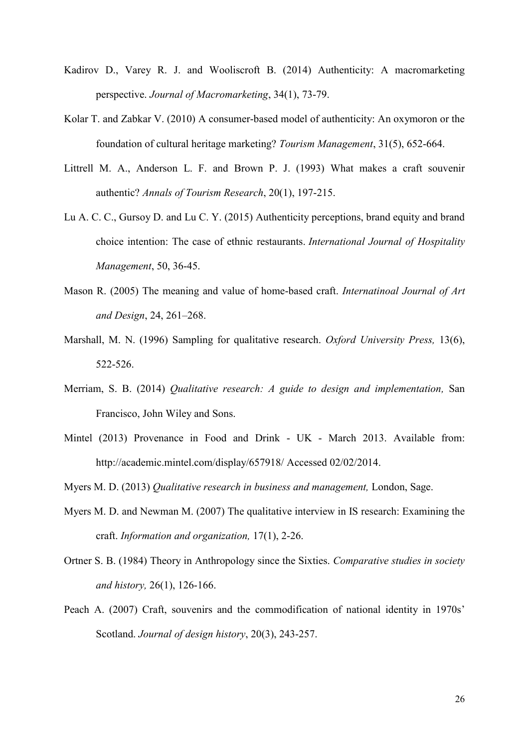Kadirov D., Varey R. J. and Wooliscroft B. (2014) Authenticity: A macromarketing perspective. *Journal of Macromarketing*, 34(1), 73-79.

Kolar T. and Zabkar V. (2010) A consumer-based model of authenticity: An oxymoron or the foundation of cultural heritage marketing? *Tourism Management*, 31(5), 652-664.

Littrell M. A., Anderson L. F. and Brown P. J. (1993) What makes a craft souvenir authentic? *Annals of Tourism Research*, 20(1), 197-215.

Lu A. C. C., Gursoy D. and Lu C. Y. (2015) Authenticity perceptions, brand equity and brand choice intention: The case of ethnic restaurants. *International Journal of Hospitality Management*, 50, 36-45.

Mason R. (2005) The meaning and value of home-based craft. *Internatinoal Journal of Art and Design*, 24, 261–268.

Marshall, M. N. (1996) Sampling for qualitative research. *Oxford University Press,* 13(6), 522-526.

Merriam, S. B. (2014) *Qualitative research: A guide to design and implementation,* San Francisco, John Wiley and Sons.

Mintel (2013) Provenance in Food and Drink - UK - March 2013. Available from: http://academic.mintel.com/display/657918/ Accessed 02/02/2014.

Myers M. D. (2013) *Qualitative research in business and management,* London, Sage.

Myers M. D. and Newman M. (2007) The qualitative interview in IS research: Examining the craft. *Information and organization,* 17(1), 2-26.

Ortner S. B. (1984) Theory in Anthropology since the Sixties. *Comparative studies in society and history,* 26(1), 126-166.

Peach A. (2007) Craft, souvenirs and the commodification of national identity in 1970s' Scotland. *Journal of design history*, 20(3), 243-257.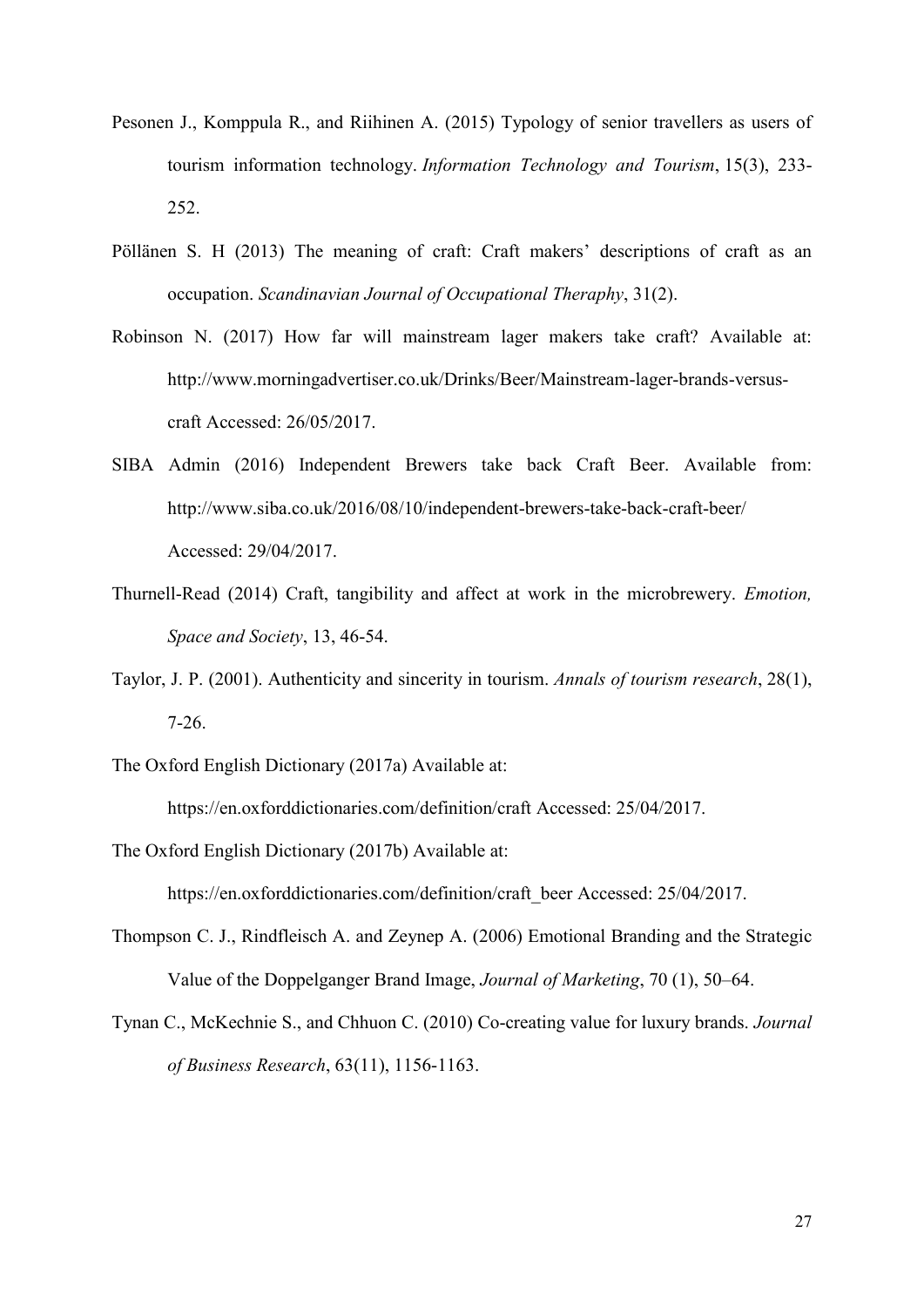Pesonen J., Komppula R., and Riihinen A. (2015) Typology of senior travellers as users of tourism information technology. *Information Technology and Tourism*, 15(3), 233-252.

Pöllänen S. H (2013) The meaning of craft: Craft makers' descriptions of craft as an occupation. *Scandinavian Journal of Occupational Theraphy*, 31(2).

Robinson N. (2017) How far will mainstream lager makers take craft? Available at: http://www.morningadvertiser.co.uk/Drinks/Beer/Mainstream-lager-brands-versus-craft Accessed: 26/05/2017.

SIBA Admin (2016) Independent Brewers take back Craft Beer. Available from: http://www.siba.co.uk/2016/08/10/independent-brewers-take-back-craft-beer/ Accessed: 29/04/2017.

Thurnell-Read (2014) Craft, tangibility and affect at work in the microbrewery. *Emotion, Space and Society*, 13, 46-54.

Taylor, J. P. (2001). Authenticity and sincerity in tourism. *Annals of tourism research*, 28(1), 7-26.

The Oxford English Dictionary (2017a) Available at: https://en.oxforddictionaries.com/definition/craft Accessed: 25/04/2017.

The Oxford English Dictionary (2017b) Available at: https://en.oxforddictionaries.com/definition/craft_beer Accessed: 25/04/2017.

Thompson C. J., Rindfleisch A. and Zeynep A. (2006) Emotional Branding and the Strategic Value of the Doppelganger Brand Image, *Journal of Marketing*, 70 (1), 50–64.

Tynan C., McKechnie S., and Chhuon C. (2010) Co-creating value for luxury brands. *Journal of Business Research*, 63(11), 1156-1163.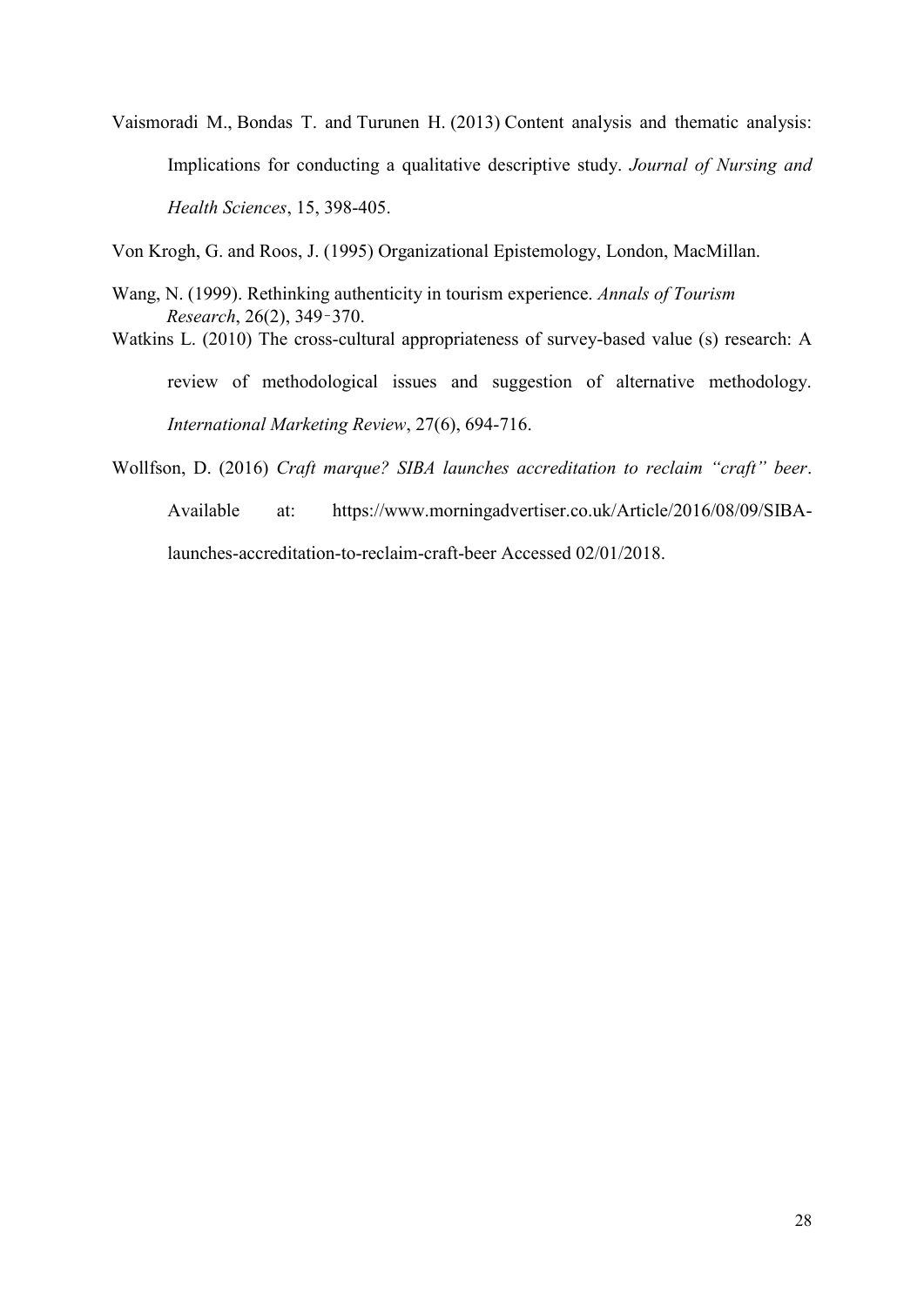Vaismoradi M., Bondas T. and Turunen H. (2013) Content analysis and thematic analysis: Implications for conducting a qualitative descriptive study. *Journal of Nursing and Health Sciences*, 15, 398-405.

Von Krogh, G. and Roos, J. (1995) Organizational Epistemology, London, MacMillan.

Wang, N. (1999). Rethinking authenticity in tourism experience. *Annals of Tourism Research*, 26(2), 349–370.

Watkins L. (2010) The cross-cultural appropriateness of survey-based value (s) research: A review of methodological issues and suggestion of alternative methodology. *International Marketing Review*, 27(6), 694-716.

Wollfson, D. (2016) *Craft marque? SIBA launches accreditation to reclaim "craft" beer*. Available at: https://www.morningadvertiser.co.uk/Article/2016/08/09/SIBA-launches-accreditation-to-reclaim-craft-beer Accessed 02/01/2018.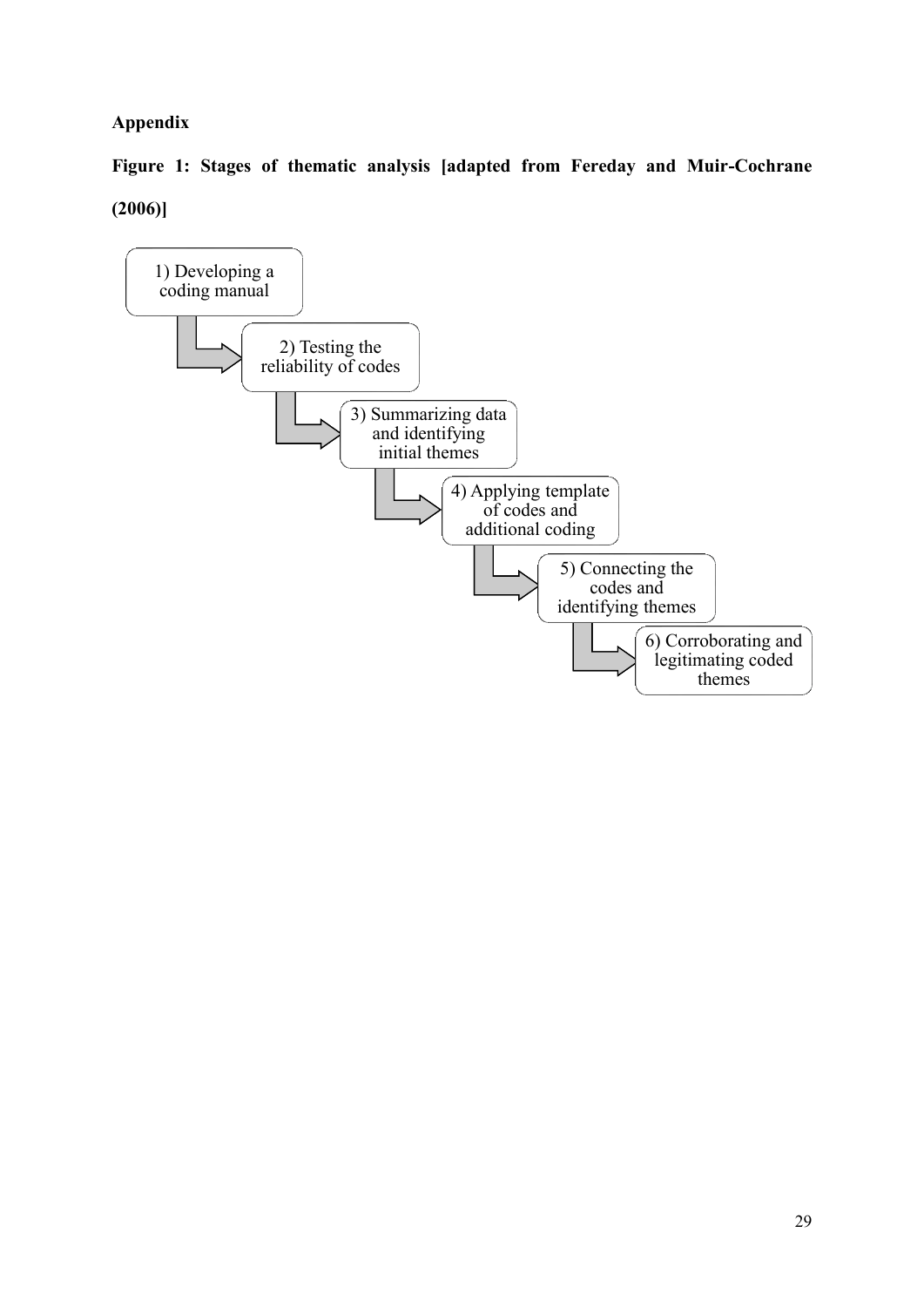**Appendix**

**Figure 1: Stages of thematic analysis [adapted from Fereday and Muir-Cochrane (2006)]**

1) Developing a coding manual

2) Testing the reliability of codes

3) Summarizing data and identifying initial themes

4) Applying template of codes and additional coding

5) Connecting the codes and identifying themes

6) Corroborating and legitimating coded themes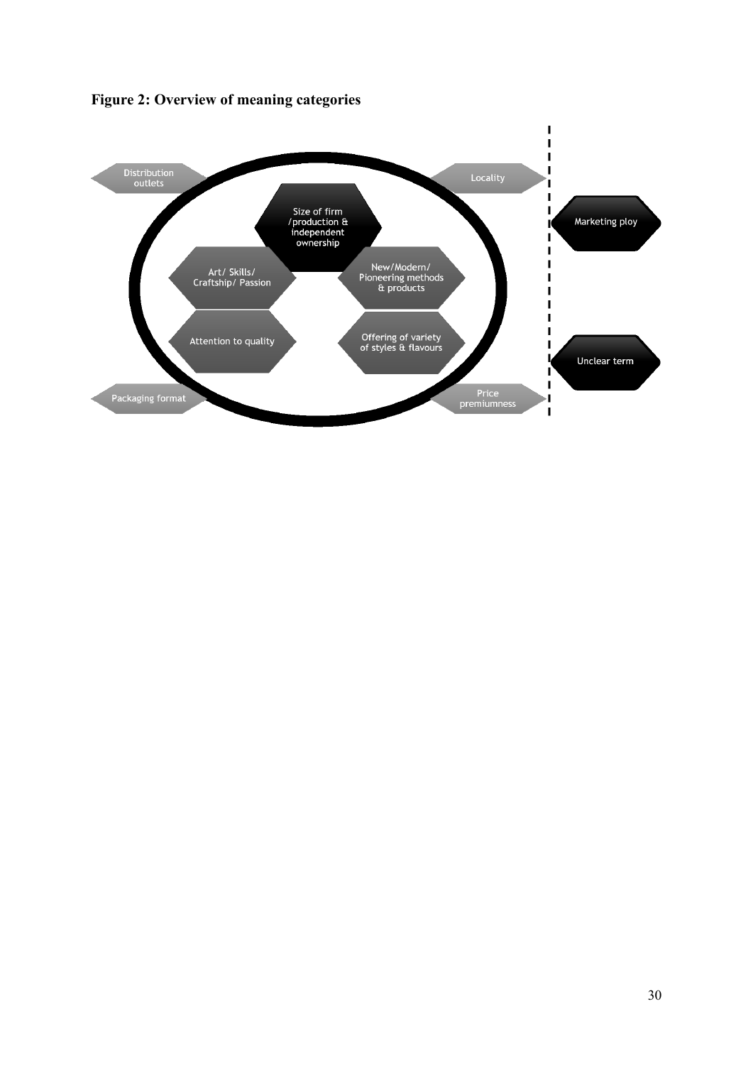**Figure 2: Overview of meaning categories**

Distribution outlets

Locality

Size of firm /production & independent ownership

Marketing ploy

Art/ Skills/ Craftship/ Passion

New/Modern/ Pioneering methods & products

Attention to quality

Offering of variety of styles & flavours

Unclear term

Packaging format

Price premiumness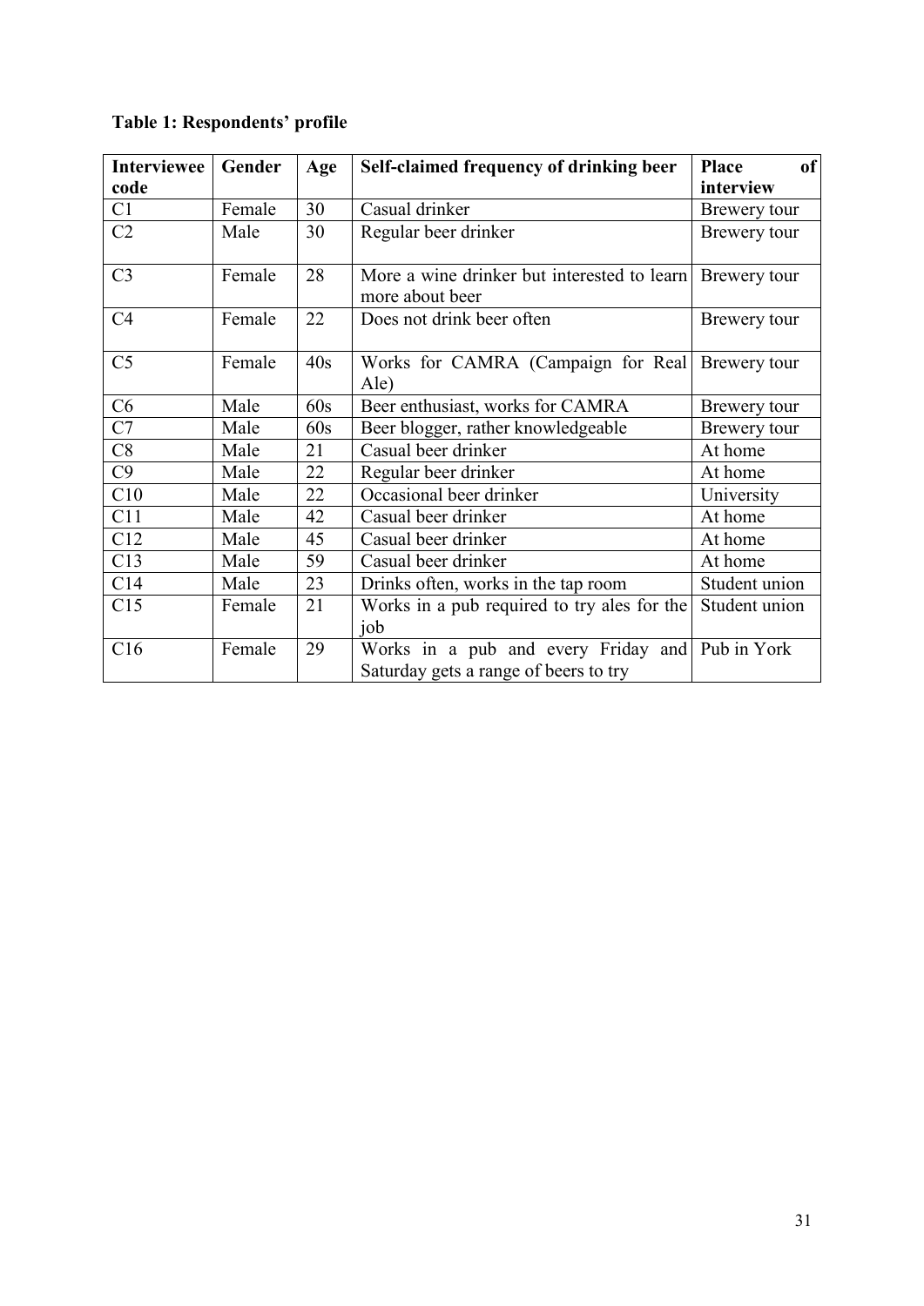**Table 1: Respondents' profile**

| Interviewee code | Gender | Age | Self-claimed frequency of drinking beer | Place of interview |
|---|---|---|---|---|
| C1 | Female | 30 | Casual drinker | Brewery tour |
| C2 | Male | 30 | Regular beer drinker | Brewery tour |
| C3 | Female | 28 | More a wine drinker but interested to learn more about beer | Brewery tour |
| C4 | Female | 22 | Does not drink beer often | Brewery tour |
| C5 | Female | 40s | Works for CAMRA (Campaign for Real Ale) | Brewery tour |
| C6 | Male | 60s | Beer enthusiast, works for CAMRA | Brewery tour |
| C7 | Male | 60s | Beer blogger, rather knowledgeable | Brewery tour |
| C8 | Male | 21 | Casual beer drinker | At home |
| C9 | Male | 22 | Regular beer drinker | At home |
| C10 | Male | 22 | Occasional beer drinker | University |
| C11 | Male | 42 | Casual beer drinker | At home |
| C12 | Male | 45 | Casual beer drinker | At home |
| C13 | Male | 59 | Casual beer drinker | At home |
| C14 | Male | 23 | Drinks often, works in the tap room | Student union |
| C15 | Female | 21 | Works in a pub required to try ales for the job | Student union |
| C16 | Female | 29 | Works in a pub and every Friday and Saturday gets a range of beers to try | Pub in York |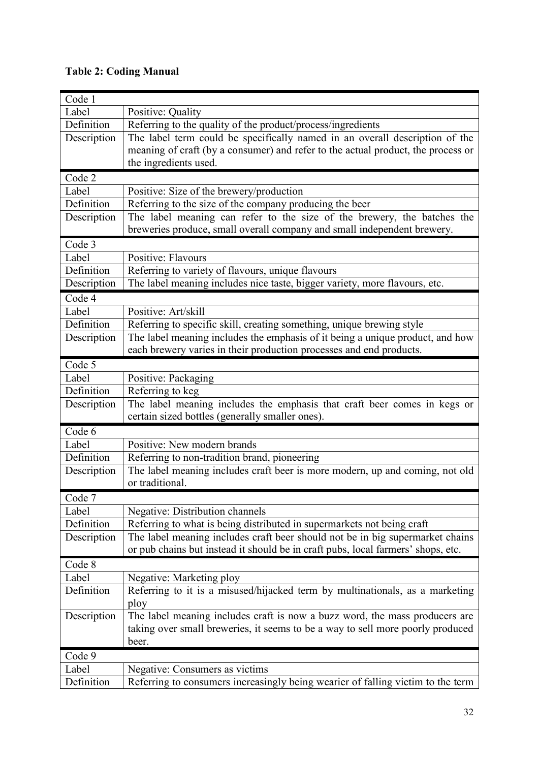**Table 2: Coding Manual**

| Code 1 | |
|---|---|
| Label | Positive: Quality |
| Definition | Referring to the quality of the product/process/ingredients |
| Description | The label term could be specifically named in an overall description of the meaning of craft (by a consumer) and refer to the actual product, the process or the ingredients used. |
| **Code 2** | |
| Label | Positive: Size of the brewery/production |
| Definition | Referring to the size of the company producing the beer |
| Description | The label meaning can refer to the size of the brewery, the batches the breweries produce, small overall company and small independent brewery. |
| **Code 3** | |
| Label | Positive: Flavours |
| Definition | Referring to variety of flavours, unique flavours |
| Description | The label meaning includes nice taste, bigger variety, more flavours, etc. |
| **Code 4** | |
| Label | Positive: Art/skill |
| Definition | Referring to specific skill, creating something, unique brewing style |
| Description | The label meaning includes the emphasis of it being a unique product, and how each brewery varies in their production processes and end products. |
| **Code 5** | |
| Label | Positive: Packaging |
| Definition | Referring to keg |
| Description | The label meaning includes the emphasis that craft beer comes in kegs or certain sized bottles (generally smaller ones). |
| **Code 6** | |
| Label | Positive: New modern brands |
| Definition | Referring to non-tradition brand, pioneering |
| Description | The label meaning includes craft beer is more modern, up and coming, not old or traditional. |
| **Code 7** | |
| Label | Negative: Distribution channels |
| Definition | Referring to what is being distributed in supermarkets not being craft |
| Description | The label meaning includes craft beer should not be in big supermarket chains or pub chains but instead it should be in craft pubs, local farmers' shops, etc. |
| **Code 8** | |
| Label | Negative: Marketing ploy |
| Definition | Referring to it is a misused/hijacked term by multinationals, as a marketing ploy |
| Description | The label meaning includes craft is now a buzz word, the mass producers are taking over small breweries, it seems to be a way to sell more poorly produced beer. |
| **Code 9** | |
| Label | Negative: Consumers as victims |
| Definition | Referring to consumers increasingly being wearier of falling victim to the term |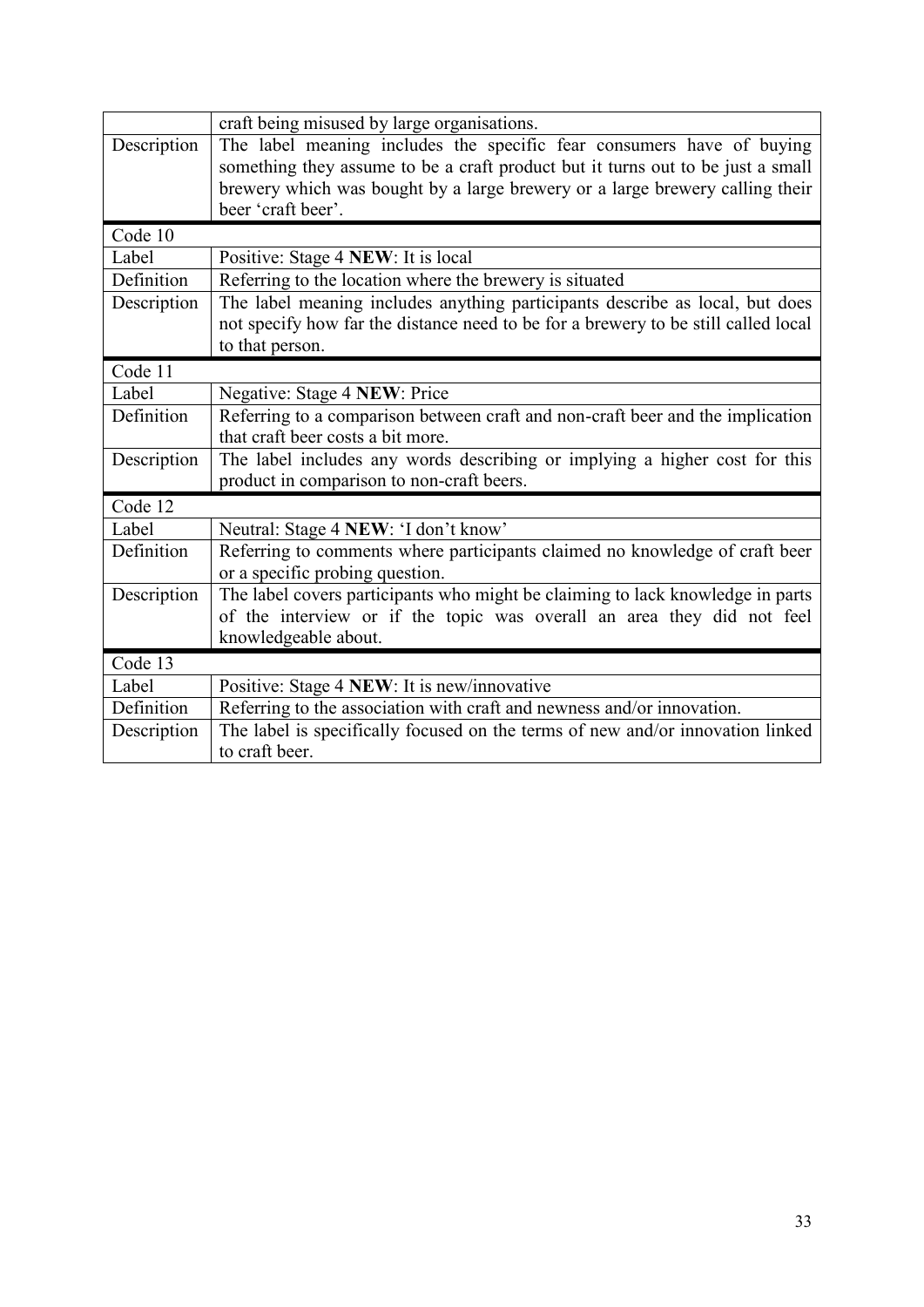| | |
|---|---|
| | craft being misused by large organisations. |
| Description | The label meaning includes the specific fear consumers have of buying something they assume to be a craft product but it turns out to be just a small brewery which was bought by a large brewery or a large brewery calling their beer 'craft beer'. |
| Code 10 | |
| Label | Positive: Stage 4 **NEW**: It is local |
| Definition | Referring to the location where the brewery is situated |
| Description | The label meaning includes anything participants describe as local, but does not specify how far the distance need to be for a brewery to be still called local to that person. |
| Code 11 | |
| Label | Negative: Stage 4 **NEW**: Price |
| Definition | Referring to a comparison between craft and non-craft beer and the implication that craft beer costs a bit more. |
| Description | The label includes any words describing or implying a higher cost for this product in comparison to non-craft beers. |
| Code 12 | |
| Label | Neutral: Stage 4 **NEW**: 'I don't know' |
| Definition | Referring to comments where participants claimed no knowledge of craft beer or a specific probing question. |
| Description | The label covers participants who might be claiming to lack knowledge in parts of the interview or if the topic was overall an area they did not feel knowledgeable about. |
| Code 13 | |
| Label | Positive: Stage 4 **NEW**: It is new/innovative |
| Definition | Referring to the association with craft and newness and/or innovation. |
| Description | The label is specifically focused on the terms of new and/or innovation linked to craft beer. |